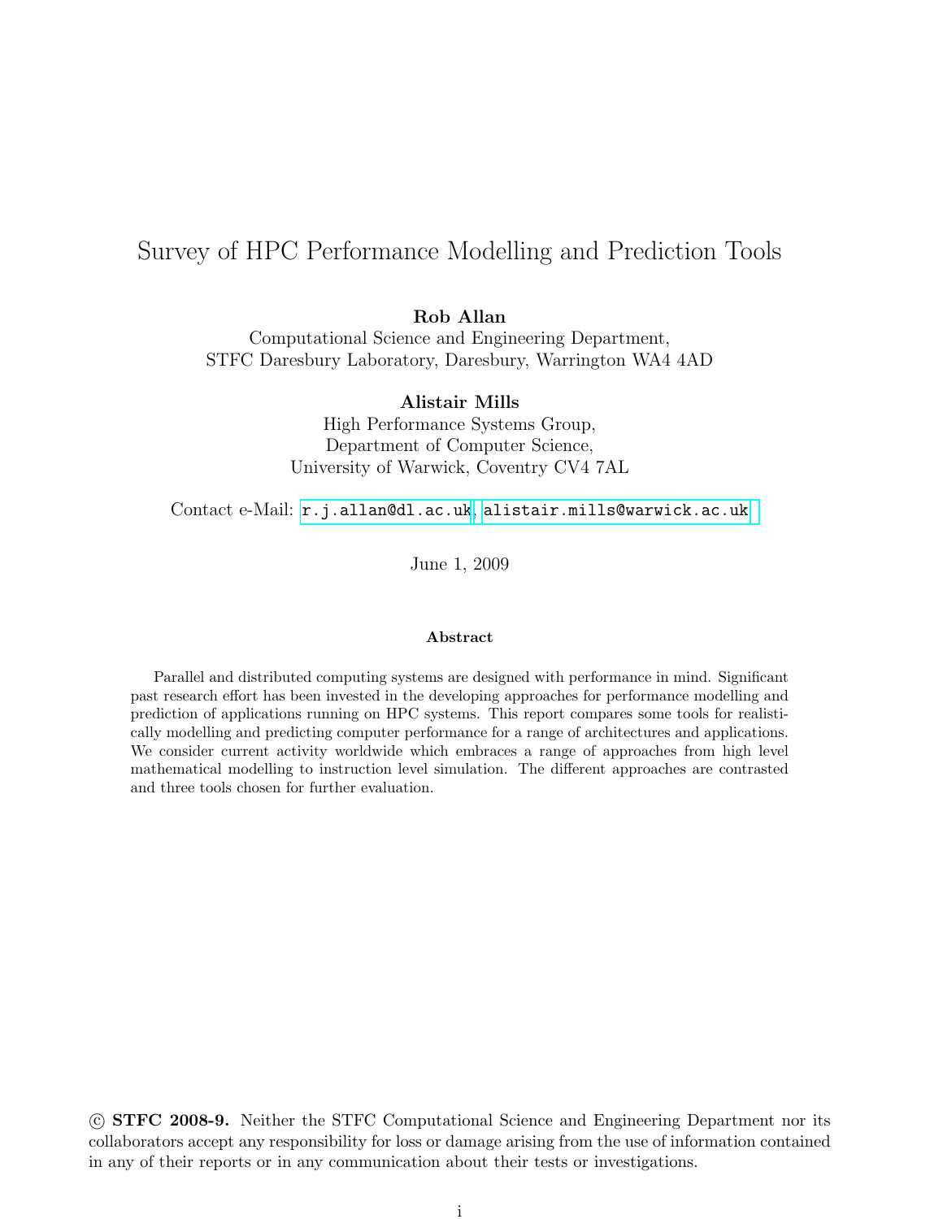# Survey of HPC Performance Modelling and Prediction Tools

**Rob Allan**
Computational Science and Engineering Department,
STFC Daresbury Laboratory, Daresbury, Warrington WA4 4AD

**Alistair Mills**
High Performance Systems Group,
Department of Computer Science,
University of Warwick, Coventry CV4 7AL

Contact e-Mail: r.j.allan@dl.ac.uk, alistair.mills@warwick.ac.uk

June 1, 2009

**Abstract**

Parallel and distributed computing systems are designed with performance in mind. Significant past research effort has been invested in the developing approaches for performance modelling and prediction of applications running on HPC systems. This report compares some tools for realistically modelling and predicting computer performance for a range of architectures and applications. We consider current activity worldwide which embraces a range of approaches from high level mathematical modelling to instruction level simulation. The different approaches are contrasted and three tools chosen for further evaluation.

© **STFC 2008-9.** Neither the STFC Computational Science and Engineering Department nor its collaborators accept any responsibility for loss or damage arising from the use of information contained in any of their reports or in any communication about their tests or investigations.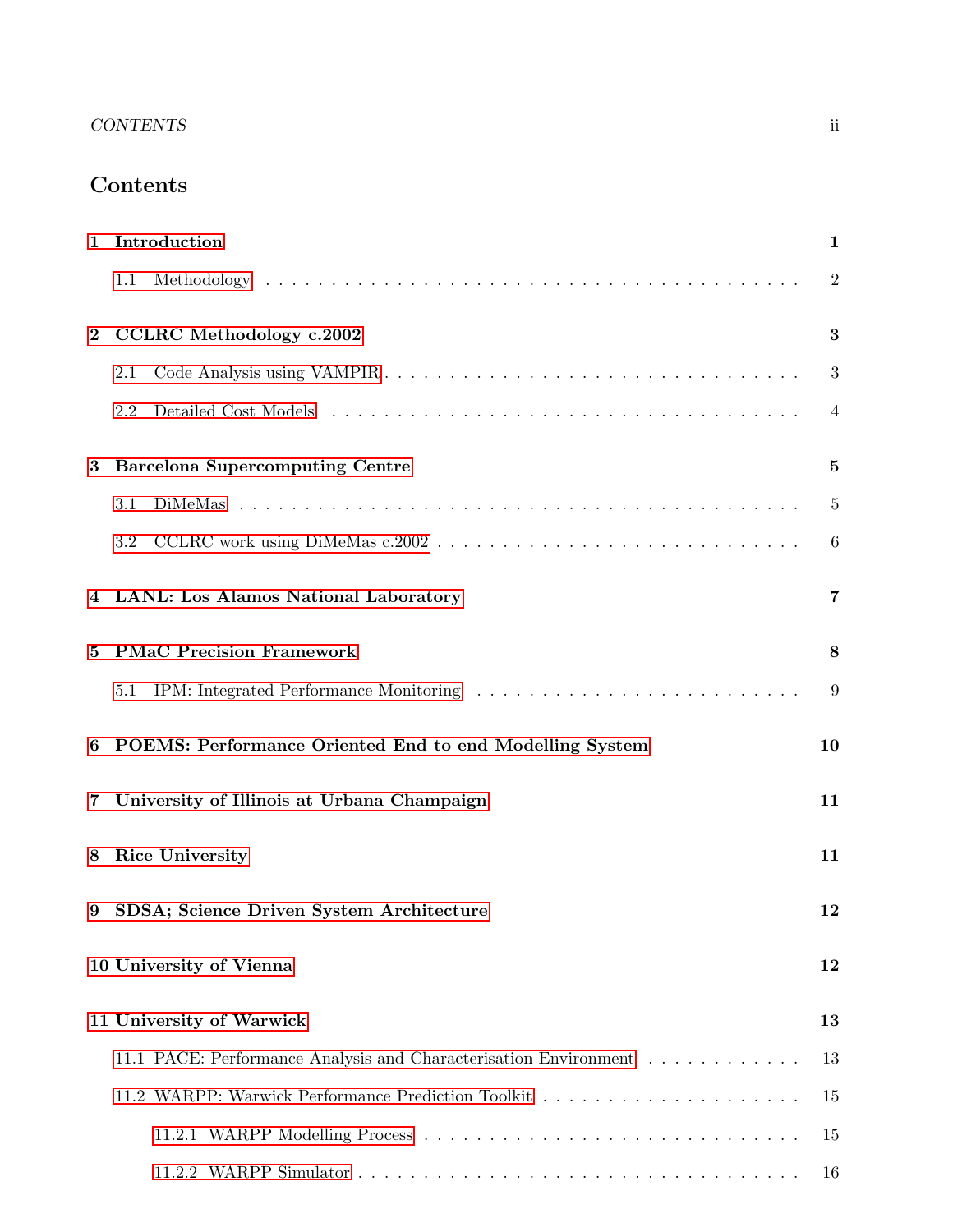# Contents

**1 Introduction** **1**

- 1.1 Methodology . . . . . . . . . . . . . . . . . . . . . . . . . . . . . . . . . . . . . . 2

**2 CCLRC Methodology c.2002** **3**

- 2.1 Code Analysis using VAMPIR . . . . . . . . . . . . . . . . . . . . . . . . . . . . . 3
- 2.2 Detailed Cost Models . . . . . . . . . . . . . . . . . . . . . . . . . . . . . . . . . 4

**3 Barcelona Supercomputing Centre** **5**

- 3.1 DiMeMas . . . . . . . . . . . . . . . . . . . . . . . . . . . . . . . . . . . . . . . . 5
- 3.2 CCLRC work using DiMeMas c.2002 . . . . . . . . . . . . . . . . . . . . . . . . . 6

**4 LANL: Los Alamos National Laboratory** **7**

**5 PMaC Precision Framework** **8**

- 5.1 IPM: Integrated Performance Monitoring . . . . . . . . . . . . . . . . . . . . . . . 9

**6 POEMS: Performance Oriented End to end Modelling System** **10**

**7 University of Illinois at Urbana Champaign** **11**

**8 Rice University** **11**

**9 SDSA; Science Driven System Architecture** **12**

**10 University of Vienna** **12**

**11 University of Warwick** **13**

- 11.1 PACE: Performance Analysis and Characterisation Environment . . . . . . . . . . . 13
- 11.2 WARPP: Warwick Performance Prediction Toolkit . . . . . . . . . . . . . . . . . . 15
  - 11.2.1 WARPP Modelling Process . . . . . . . . . . . . . . . . . . . . . . . . . . . 15
  - 11.2.2 WARPP Simulator . . . . . . . . . . . . . . . . . . . . . . . . . . . . . . . . 16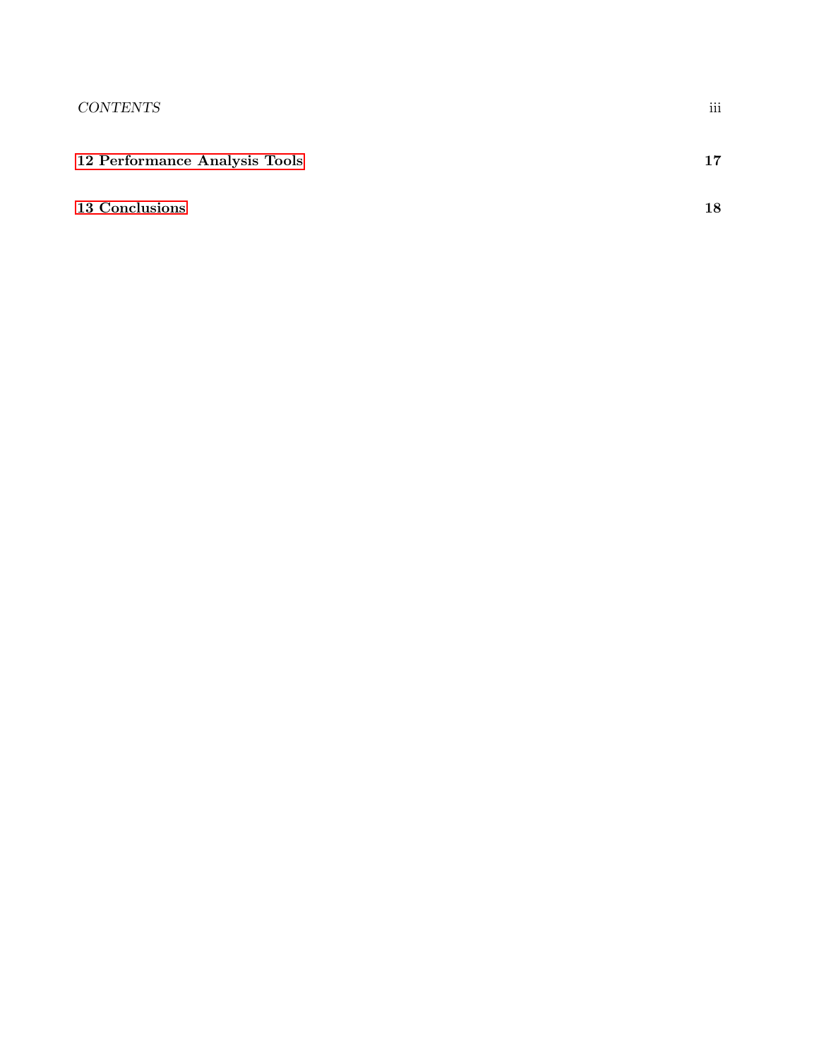**12 Performance Analysis Tools** **17**

**13 Conclusions** **18**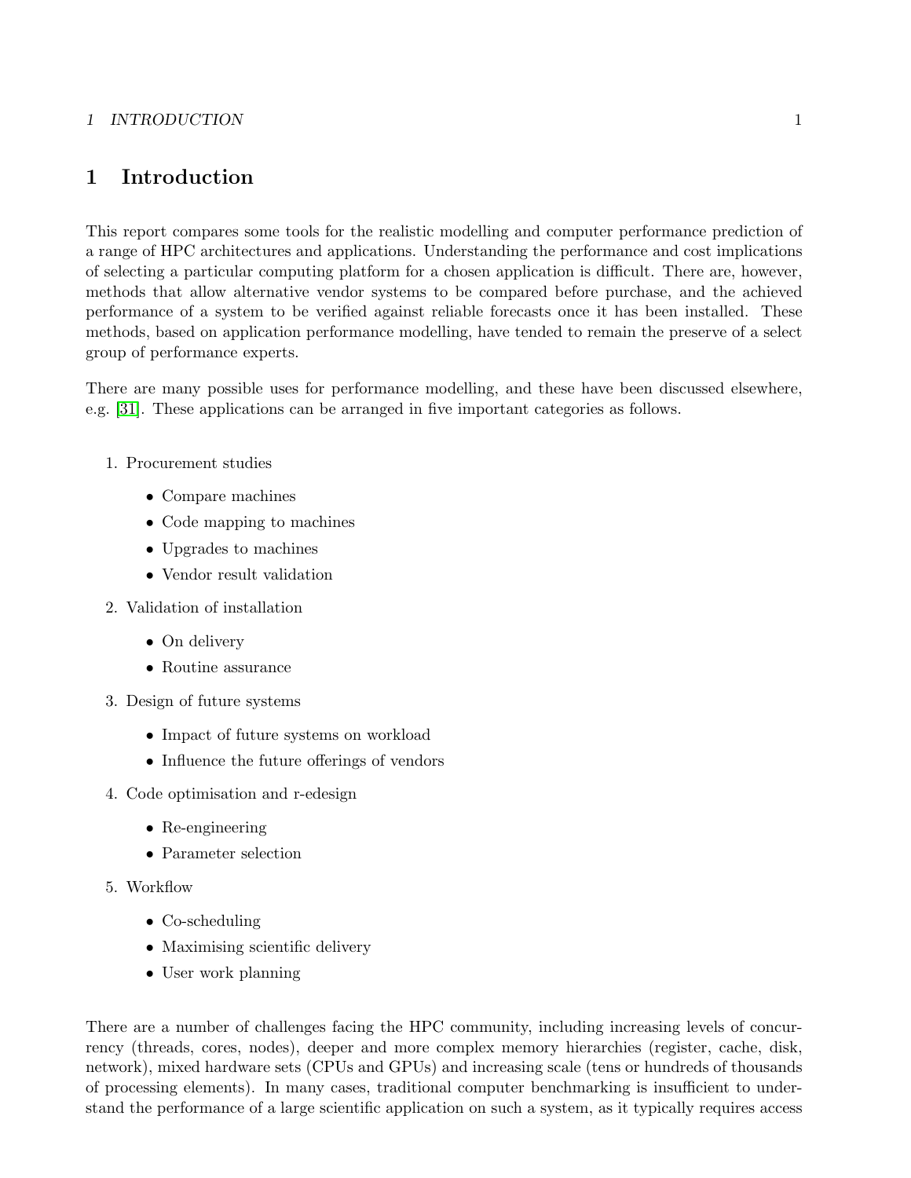# 1 Introduction

This report compares some tools for the realistic modelling and computer performance prediction of a range of HPC architectures and applications. Understanding the performance and cost implications of selecting a particular computing platform for a chosen application is difficult. There are, however, methods that allow alternative vendor systems to be compared before purchase, and the achieved performance of a system to be verified against reliable forecasts once it has been installed. These methods, based on application performance modelling, have tended to remain the preserve of a select group of performance experts.

There are many possible uses for performance modelling, and these have been discussed elsewhere, e.g. [31]. These applications can be arranged in five important categories as follows.

1. Procurement studies
   - Compare machines
   - Code mapping to machines
   - Upgrades to machines
   - Vendor result validation
2. Validation of installation
   - On delivery
   - Routine assurance
3. Design of future systems
   - Impact of future systems on workload
   - Influence the future offerings of vendors
4. Code optimisation and r-edesign
   - Re-engineering
   - Parameter selection
5. Workflow
   - Co-scheduling
   - Maximising scientific delivery
   - User work planning

There are a number of challenges facing the HPC community, including increasing levels of concurrency (threads, cores, nodes), deeper and more complex memory hierarchies (register, cache, disk, network), mixed hardware sets (CPUs and GPUs) and increasing scale (tens or hundreds of thousands of processing elements). In many cases, traditional computer benchmarking is insufficient to understand the performance of a large scientific application on such a system, as it typically requires access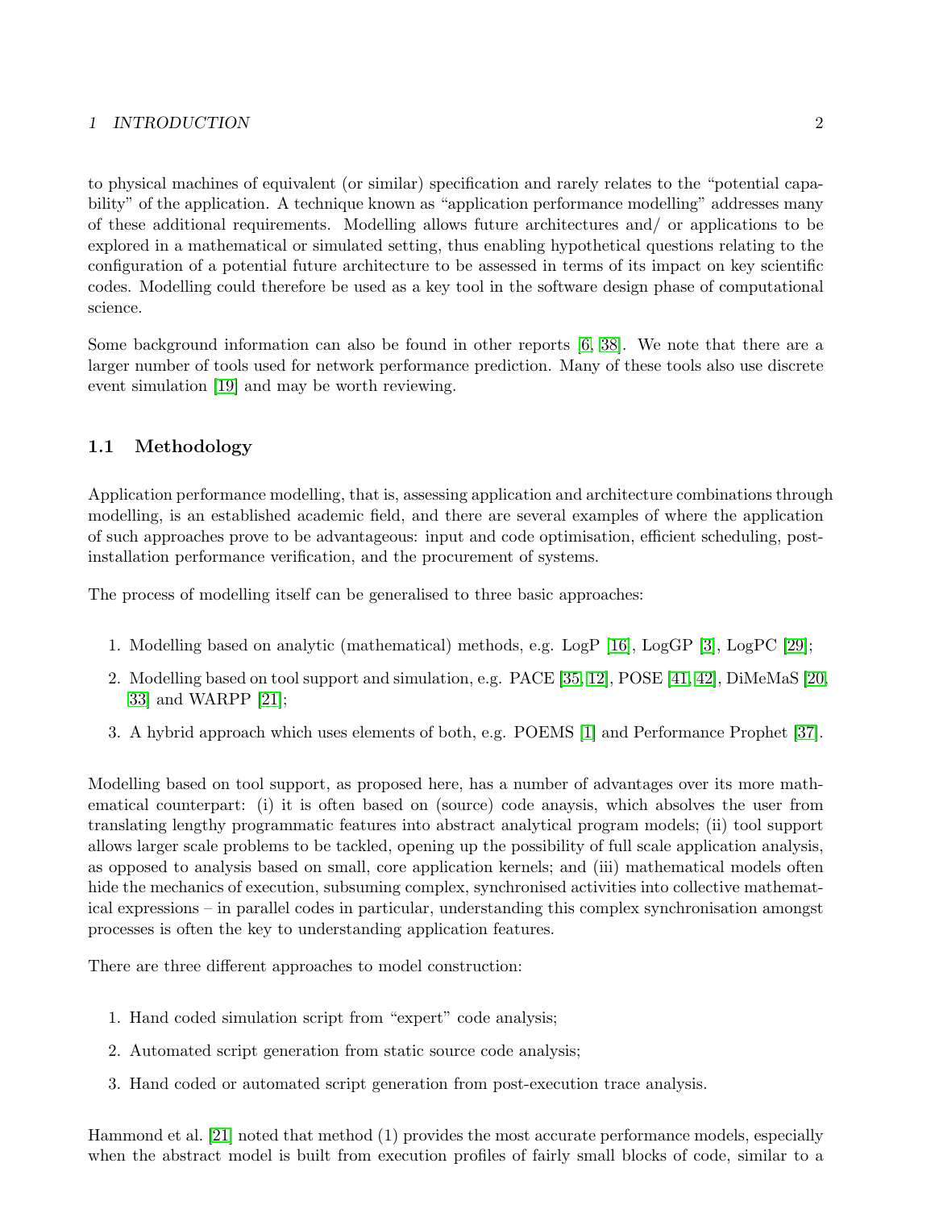to physical machines of equivalent (or similar) specification and rarely relates to the "potential capability" of the application. A technique known as "application performance modelling" addresses many of these additional requirements. Modelling allows future architectures and/ or applications to be explored in a mathematical or simulated setting, thus enabling hypothetical questions relating to the configuration of a potential future architecture to be assessed in terms of its impact on key scientific codes. Modelling could therefore be used as a key tool in the software design phase of computational science.

Some background information can also be found in other reports [6, 38]. We note that there are a larger number of tools used for network performance prediction. Many of these tools also use discrete event simulation [19] and may be worth reviewing.

## 1.1 Methodology

Application performance modelling, that is, assessing application and architecture combinations through modelling, is an established academic field, and there are several examples of where the application of such approaches prove to be advantageous: input and code optimisation, efficient scheduling, post-installation performance verification, and the procurement of systems.

The process of modelling itself can be generalised to three basic approaches:

1. Modelling based on analytic (mathematical) methods, e.g. LogP [16], LogGP [3], LogPC [29];
2. Modelling based on tool support and simulation, e.g. PACE [35, 12], POSE [41, 42], DiMeMaS [20, 33] and WARPP [21];
3. A hybrid approach which uses elements of both, e.g. POEMS [1] and Performance Prophet [37].

Modelling based on tool support, as proposed here, has a number of advantages over its more mathematical counterpart: (i) it is often based on (source) code anaysis, which absolves the user from translating lengthy programmatic features into abstract analytical program models; (ii) tool support allows larger scale problems to be tackled, opening up the possibility of full scale application analysis, as opposed to analysis based on small, core application kernels; and (iii) mathematical models often hide the mechanics of execution, subsuming complex, synchronised activities into collective mathematical expressions – in parallel codes in particular, understanding this complex synchronisation amongst processes is often the key to understanding application features.

There are three different approaches to model construction:

1. Hand coded simulation script from "expert" code analysis;
2. Automated script generation from static source code analysis;
3. Hand coded or automated script generation from post-execution trace analysis.

Hammond et al. [21] noted that method (1) provides the most accurate performance models, especially when the abstract model is built from execution profiles of fairly small blocks of code, similar to a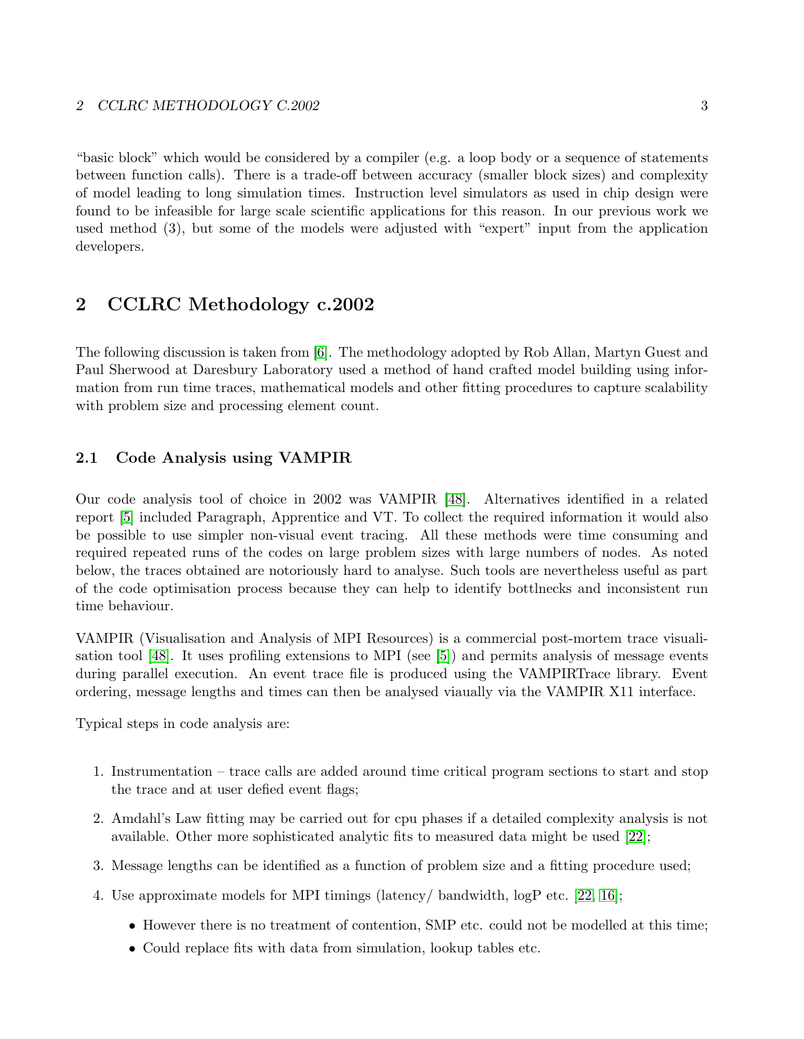"basic block" which would be considered by a compiler (e.g. a loop body or a sequence of statements between function calls). There is a trade-off between accuracy (smaller block sizes) and complexity of model leading to long simulation times. Instruction level simulators as used in chip design were found to be infeasible for large scale scientific applications for this reason. In our previous work we used method (3), but some of the models were adjusted with "expert" input from the application developers.

# 2 CCLRC Methodology c.2002

The following discussion is taken from [6]. The methodology adopted by Rob Allan, Martyn Guest and Paul Sherwood at Daresbury Laboratory used a method of hand crafted model building using information from run time traces, mathematical models and other fitting procedures to capture scalability with problem size and processing element count.

## 2.1 Code Analysis using VAMPIR

Our code analysis tool of choice in 2002 was VAMPIR [48]. Alternatives identified in a related report [5] included Paragraph, Apprentice and VT. To collect the required information it would also be possible to use simpler non-visual event tracing. All these methods were time consuming and required repeated runs of the codes on large problem sizes with large numbers of nodes. As noted below, the traces obtained are notoriously hard to analyse. Such tools are nevertheless useful as part of the code optimisation process because they can help to identify bottlnecks and inconsistent run time behaviour.

VAMPIR (Visualisation and Analysis of MPI Resources) is a commercial post-mortem trace visualisation tool [48]. It uses profiling extensions to MPI (see [5]) and permits analysis of message events during parallel execution. An event trace file is produced using the VAMPIRTrace library. Event ordering, message lengths and times can then be analysed viaually via the VAMPIR X11 interface.

Typical steps in code analysis are:

1. Instrumentation – trace calls are added around time critical program sections to start and stop the trace and at user defied event flags;
2. Amdahl's Law fitting may be carried out for cpu phases if a detailed complexity analysis is not available. Other more sophisticated analytic fits to measured data might be used [22];
3. Message lengths can be identified as a function of problem size and a fitting procedure used;
4. Use approximate models for MPI timings (latency/ bandwidth, logP etc. [22, 16];
   - However there is no treatment of contention, SMP etc. could not be modelled at this time;
   - Could replace fits with data from simulation, lookup tables etc.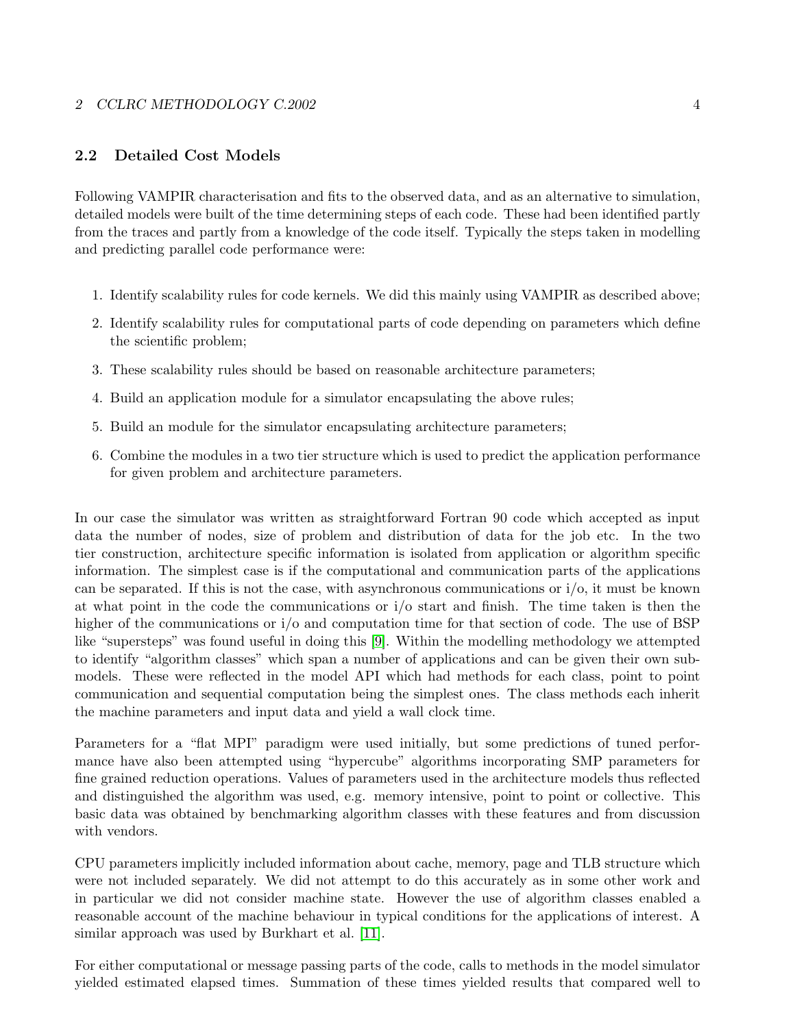### 2.2 Detailed Cost Models

Following VAMPIR characterisation and fits to the observed data, and as an alternative to simulation, detailed models were built of the time determining steps of each code. These had been identified partly from the traces and partly from a knowledge of the code itself. Typically the steps taken in modelling and predicting parallel code performance were:

1. Identify scalability rules for code kernels. We did this mainly using VAMPIR as described above;
2. Identify scalability rules for computational parts of code depending on parameters which define the scientific problem;
3. These scalability rules should be based on reasonable architecture parameters;
4. Build an application module for a simulator encapsulating the above rules;
5. Build an module for the simulator encapsulating architecture parameters;
6. Combine the modules in a two tier structure which is used to predict the application performance for given problem and architecture parameters.

In our case the simulator was written as straightforward Fortran 90 code which accepted as input data the number of nodes, size of problem and distribution of data for the job etc. In the two tier construction, architecture specific information is isolated from application or algorithm specific information. The simplest case is if the computational and communication parts of the applications can be separated. If this is not the case, with asynchronous communications or i/o, it must be known at what point in the code the communications or i/o start and finish. The time taken is then the higher of the communications or i/o and computation time for that section of code. The use of BSP like "supersteps" was found useful in doing this [9]. Within the modelling methodology we attempted to identify "algorithm classes" which span a number of applications and can be given their own sub-models. These were reflected in the model API which had methods for each class, point to point communication and sequential computation being the simplest ones. The class methods each inherit the machine parameters and input data and yield a wall clock time.

Parameters for a "flat MPI" paradigm were used initially, but some predictions of tuned performance have also been attempted using "hypercube" algorithms incorporating SMP parameters for fine grained reduction operations. Values of parameters used in the architecture models thus reflected and distinguished the algorithm was used, e.g. memory intensive, point to point or collective. This basic data was obtained by benchmarking algorithm classes with these features and from discussion with vendors.

CPU parameters implicitly included information about cache, memory, page and TLB structure which were not included separately. We did not attempt to do this accurately as in some other work and in particular we did not consider machine state. However the use of algorithm classes enabled a reasonable account of the machine behaviour in typical conditions for the applications of interest. A similar approach was used by Burkhart et al. [11].

For either computational or message passing parts of the code, calls to methods in the model simulator yielded estimated elapsed times. Summation of these times yielded results that compared well to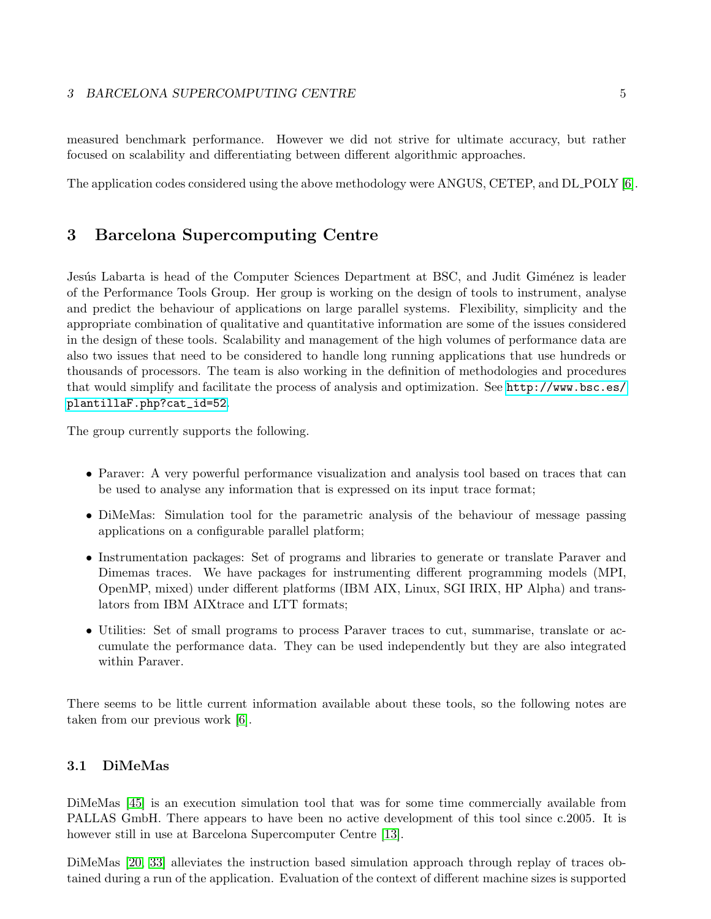measured benchmark performance. However we did not strive for ultimate accuracy, but rather focused on scalability and differentiating between different algorithmic approaches.

The application codes considered using the above methodology were ANGUS, CETEP, and DL_POLY [6].

## 3 Barcelona Supercomputing Centre

Jesús Labarta is head of the Computer Sciences Department at BSC, and Judit Giménez is leader of the Performance Tools Group. Her group is working on the design of tools to instrument, analyse and predict the behaviour of applications on large parallel systems. Flexibility, simplicity and the appropriate combination of qualitative and quantitative information are some of the issues considered in the design of these tools. Scalability and management of the high volumes of performance data are also two issues that need to be considered to handle long running applications that use hundreds or thousands of processors. The team is also working in the definition of methodologies and procedures that would simplify and facilitate the process of analysis and optimization. See http://www.bsc.es/plantillaF.php?cat_id=52.

The group currently supports the following.

- Paraver: A very powerful performance visualization and analysis tool based on traces that can be used to analyse any information that is expressed on its input trace format;
- DiMeMas: Simulation tool for the parametric analysis of the behaviour of message passing applications on a configurable parallel platform;
- Instrumentation packages: Set of programs and libraries to generate or translate Paraver and Dimemas traces. We have packages for instrumenting different programming models (MPI, OpenMP, mixed) under different platforms (IBM AIX, Linux, SGI IRIX, HP Alpha) and translators from IBM AIXtrace and LTT formats;
- Utilities: Set of small programs to process Paraver traces to cut, summarise, translate or accumulate the performance data. They can be used independently but they are also integrated within Paraver.

There seems to be little current information available about these tools, so the following notes are taken from our previous work [6].

### 3.1 DiMeMas

DiMeMas [45] is an execution simulation tool that was for some time commercially available from PALLAS GmbH. There appears to have been no active development of this tool since c.2005. It is however still in use at Barcelona Supercomputer Centre [13].

DiMeMas [20, 33] alleviates the instruction based simulation approach through replay of traces obtained during a run of the application. Evaluation of the context of different machine sizes is supported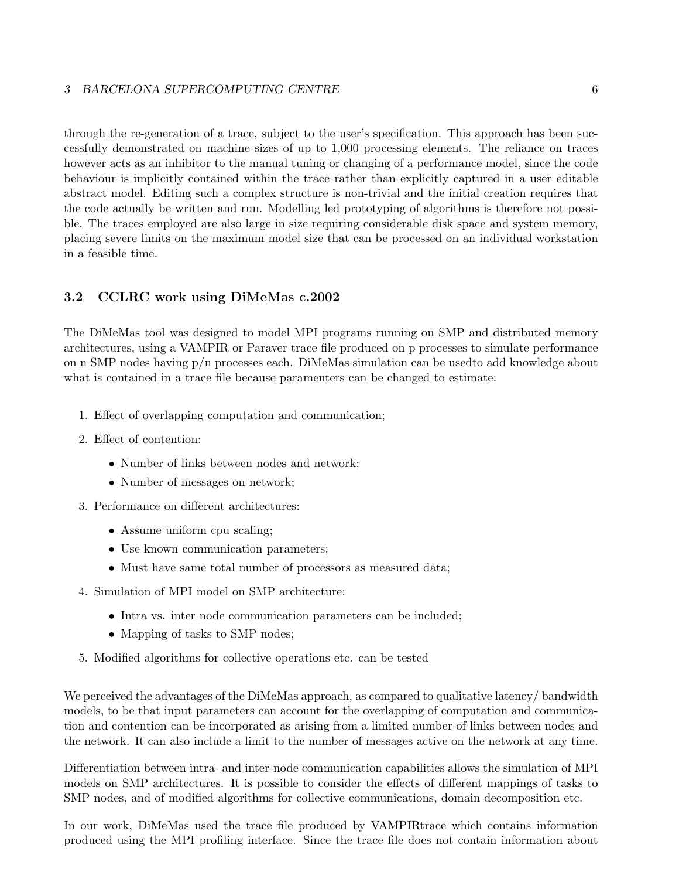through the re-generation of a trace, subject to the user's specification. This approach has been successfully demonstrated on machine sizes of up to 1,000 processing elements. The reliance on traces however acts as an inhibitor to the manual tuning or changing of a performance model, since the code behaviour is implicitly contained within the trace rather than explicitly captured in a user editable abstract model. Editing such a complex structure is non-trivial and the initial creation requires that the code actually be written and run. Modelling led prototyping of algorithms is therefore not possible. The traces employed are also large in size requiring considerable disk space and system memory, placing severe limits on the maximum model size that can be processed on an individual workstation in a feasible time.

### 3.2 CCLRC work using DiMeMas c.2002

The DiMeMas tool was designed to model MPI programs running on SMP and distributed memory architectures, using a VAMPIR or Paraver trace file produced on p processes to simulate performance on n SMP nodes having p/n processes each. DiMeMas simulation can be usedto add knowledge about what is contained in a trace file because paramenters can be changed to estimate:

1. Effect of overlapping computation and communication;
2. Effect of contention:
   - Number of links between nodes and network;
   - Number of messages on network;
3. Performance on different architectures:
   - Assume uniform cpu scaling;
   - Use known communication parameters;
   - Must have same total number of processors as measured data;
4. Simulation of MPI model on SMP architecture:
   - Intra vs. inter node communication parameters can be included;
   - Mapping of tasks to SMP nodes;
5. Modified algorithms for collective operations etc. can be tested

We perceived the advantages of the DiMeMas approach, as compared to qualitative latency/ bandwidth models, to be that input parameters can account for the overlapping of computation and communication and contention can be incorporated as arising from a limited number of links between nodes and the network. It can also include a limit to the number of messages active on the network at any time.

Differentiation between intra- and inter-node communication capabilities allows the simulation of MPI models on SMP architectures. It is possible to consider the effects of different mappings of tasks to SMP nodes, and of modified algorithms for collective communications, domain decomposition etc.

In our work, DiMeMas used the trace file produced by VAMPIRtrace which contains information produced using the MPI profiling interface. Since the trace file does not contain information about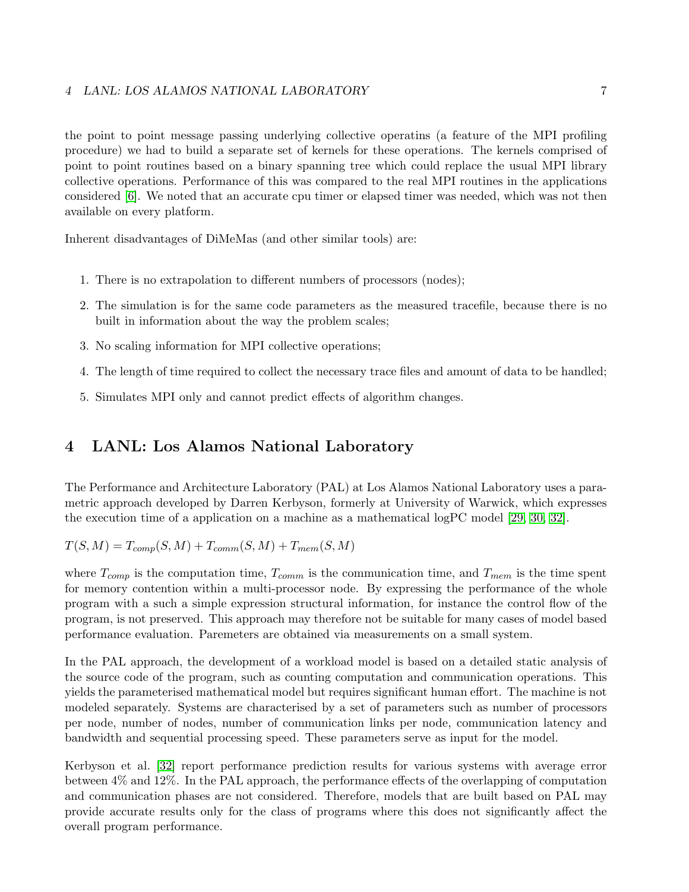the point to point message passing underlying collective operatins (a feature of the MPI profiling procedure) we had to build a separate set of kernels for these operations. The kernels comprised of point to point routines based on a binary spanning tree which could replace the usual MPI library collective operations. Performance of this was compared to the real MPI routines in the applications considered [6]. We noted that an accurate cpu timer or elapsed timer was needed, which was not then available on every platform.

Inherent disadvantages of DiMeMas (and other similar tools) are:

1. There is no extrapolation to different numbers of processors (nodes);
2. The simulation is for the same code parameters as the measured tracefile, because there is no built in information about the way the problem scales;
3. No scaling information for MPI collective operations;
4. The length of time required to collect the necessary trace files and amount of data to be handled;
5. Simulates MPI only and cannot predict effects of algorithm changes.

# 4 LANL: Los Alamos National Laboratory

The Performance and Architecture Laboratory (PAL) at Los Alamos National Laboratory uses a parametric approach developed by Darren Kerbyson, formerly at University of Warwick, which expresses the execution time of a application on a machine as a mathematical logPC model [29, 30, 32].

$$T(S, M) = T_{comp}(S, M) + T_{comm}(S, M) + T_{mem}(S, M)$$

where $T_{comp}$ is the computation time, $T_{comm}$ is the communication time, and $T_{mem}$ is the time spent for memory contention within a multi-processor node. By expressing the performance of the whole program with a such a simple expression structural information, for instance the control flow of the program, is not preserved. This approach may therefore not be suitable for many cases of model based performance evaluation. Paremeters are obtained via measurements on a small system.

In the PAL approach, the development of a workload model is based on a detailed static analysis of the source code of the program, such as counting computation and communication operations. This yields the parameterised mathematical model but requires significant human effort. The machine is not modeled separately. Systems are characterised by a set of parameters such as number of processors per node, number of nodes, number of communication links per node, communication latency and bandwidth and sequential processing speed. These parameters serve as input for the model.

Kerbyson et al. [32] report performance prediction results for various systems with average error between 4% and 12%. In the PAL approach, the performance effects of the overlapping of computation and communication phases are not considered. Therefore, models that are built based on PAL may provide accurate results only for the class of programs where this does not significantly affect the overall program performance.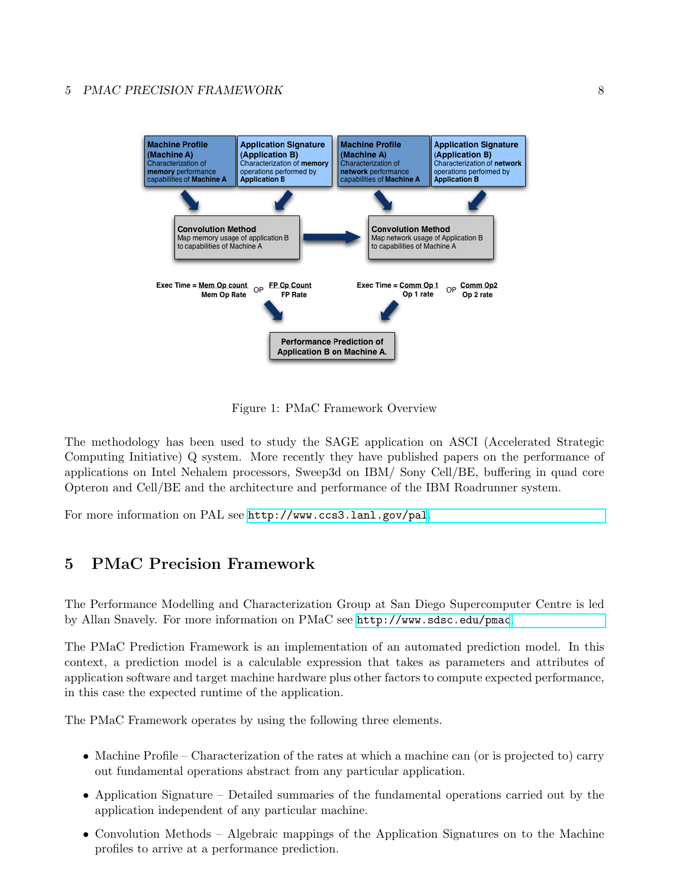Figure 1: PMaC Framework Overview

The methodology has been used to study the SAGE application on ASCI (Accelerated Strategic Computing Initiative) Q system. More recently they have published papers on the performance of applications on Intel Nehalem processors, Sweep3d on IBM/ Sony Cell/BE, buffering in quad core Opteron and Cell/BE and the architecture and performance of the IBM Roadrunner system.

For more information on PAL see http://www.ccs3.lanl.gov/pal.

# 5 PMaC Precision Framework

The Performance Modelling and Characterization Group at San Diego Supercomputer Centre is led by Allan Snavely. For more information on PMaC see http://www.sdsc.edu/pmac.

The PMaC Prediction Framework is an implementation of an automated prediction model. In this context, a prediction model is a calculable expression that takes as parameters and attributes of application software and target machine hardware plus other factors to compute expected performance, in this case the expected runtime of the application.

The PMaC Framework operates by using the following three elements.

- Machine Profile – Characterization of the rates at which a machine can (or is projected to) carry out fundamental operations abstract from any particular application.
- Application Signature – Detailed summaries of the fundamental operations carried out by the application independent of any particular machine.
- Convolution Methods – Algebraic mappings of the Application Signatures on to the Machine profiles to arrive at a performance prediction.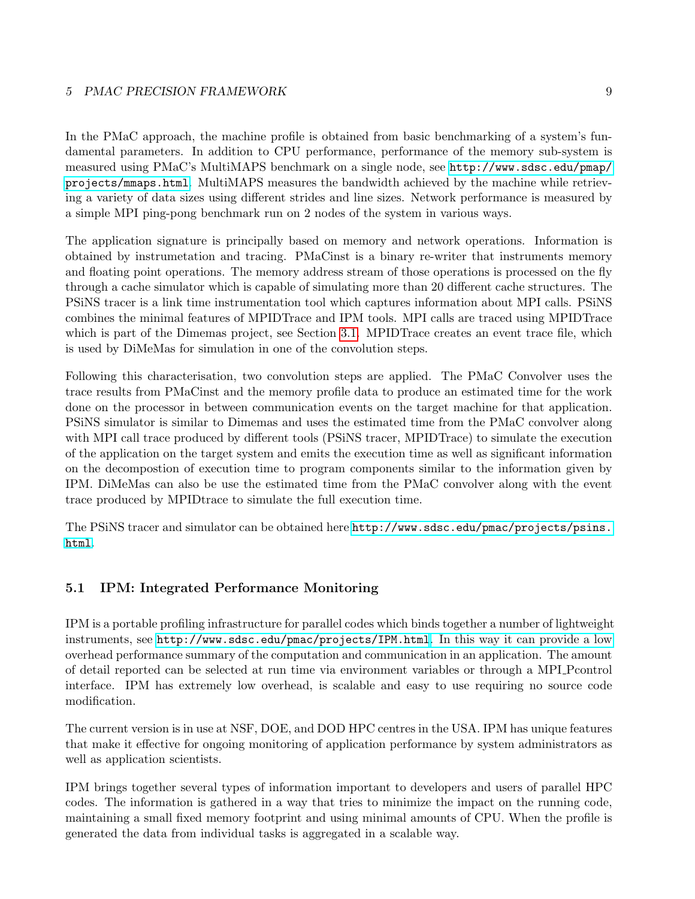In the PMaC approach, the machine profile is obtained from basic benchmarking of a system's fundamental parameters. In addition to CPU performance, performance of the memory sub-system is measured using PMaC's MultiMAPS benchmark on a single node, see http://www.sdsc.edu/pmap/projects/mmaps.html. MultiMAPS measures the bandwidth achieved by the machine while retrieving a variety of data sizes using different strides and line sizes. Network performance is measured by a simple MPI ping-pong benchmark run on 2 nodes of the system in various ways.

The application signature is principally based on memory and network operations. Information is obtained by instrumetation and tracing. PMaCinst is a binary re-writer that instruments memory and floating point operations. The memory address stream of those operations is processed on the fly through a cache simulator which is capable of simulating more than 20 different cache structures. The PSiNS tracer is a link time instrumentation tool which captures information about MPI calls. PSiNS combines the minimal features of MPIDTrace and IPM tools. MPI calls are traced using MPIDTrace which is part of the Dimemas project, see Section 3.1. MPIDTrace creates an event trace file, which is used by DiMeMas for simulation in one of the convolution steps.

Following this characterisation, two convolution steps are applied. The PMaC Convolver uses the trace results from PMaCinst and the memory profile data to produce an estimated time for the work done on the processor in between communication events on the target machine for that application. PSiNS simulator is similar to Dimemas and uses the estimated time from the PMaC convolver along with MPI call trace produced by different tools (PSiNS tracer, MPIDTrace) to simulate the execution of the application on the target system and emits the execution time as well as significant information on the decompostion of execution time to program components similar to the information given by IPM. DiMeMas can also be use the estimated time from the PMaC convolver along with the event trace produced by MPIDtrace to simulate the full execution time.

The PSiNS tracer and simulator can be obtained here http://www.sdsc.edu/pmac/projects/psins.html.

## 5.1 IPM: Integrated Performance Monitoring

IPM is a portable profiling infrastructure for parallel codes which binds together a number of lightweight instruments, see http://www.sdsc.edu/pmac/projects/IPM.html. In this way it can provide a low overhead performance summary of the computation and communication in an application. The amount of detail reported can be selected at run time via environment variables or through a MPI_Pcontrol interface. IPM has extremely low overhead, is scalable and easy to use requiring no source code modification.

The current version is in use at NSF, DOE, and DOD HPC centres in the USA. IPM has unique features that make it effective for ongoing monitoring of application performance by system administrators as well as application scientists.

IPM brings together several types of information important to developers and users of parallel HPC codes. The information is gathered in a way that tries to minimize the impact on the running code, maintaining a small fixed memory footprint and using minimal amounts of CPU. When the profile is generated the data from individual tasks is aggregated in a scalable way.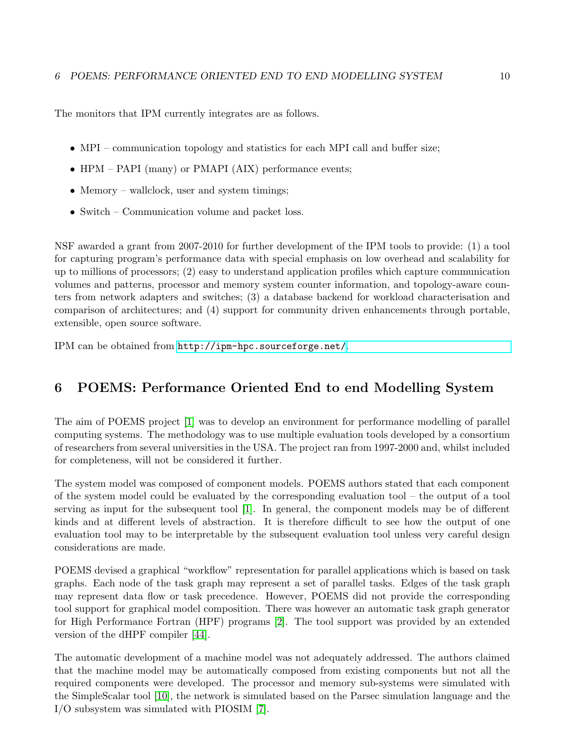The monitors that IPM currently integrates are as follows.

- MPI – communication topology and statistics for each MPI call and buffer size;
- HPM – PAPI (many) or PMAPI (AIX) performance events;
- Memory – wallclock, user and system timings;
- Switch – Communication volume and packet loss.

NSF awarded a grant from 2007-2010 for further development of the IPM tools to provide: (1) a tool for capturing program's performance data with special emphasis on low overhead and scalability for up to millions of processors; (2) easy to understand application profiles which capture communication volumes and patterns, processor and memory system counter information, and topology-aware counters from network adapters and switches; (3) a database backend for workload characterisation and comparison of architectures; and (4) support for community driven enhancements through portable, extensible, open source software.

IPM can be obtained from `http://ipm-hpc.sourceforge.net/`.

## 6 POEMS: Performance Oriented End to end Modelling System

The aim of POEMS project [1] was to develop an environment for performance modelling of parallel computing systems. The methodology was to use multiple evaluation tools developed by a consortium of researchers from several universities in the USA. The project ran from 1997-2000 and, whilst included for completeness, will not be considered it further.

The system model was composed of component models. POEMS authors stated that each component of the system model could be evaluated by the corresponding evaluation tool – the output of a tool serving as input for the subsequent tool [1]. In general, the component models may be of different kinds and at different levels of abstraction. It is therefore difficult to see how the output of one evaluation tool may to be interpretable by the subsequent evaluation tool unless very careful design considerations are made.

POEMS devised a graphical "workflow" representation for parallel applications which is based on task graphs. Each node of the task graph may represent a set of parallel tasks. Edges of the task graph may represent data flow or task precedence. However, POEMS did not provide the corresponding tool support for graphical model composition. There was however an automatic task graph generator for High Performance Fortran (HPF) programs [2]. The tool support was provided by an extended version of the dHPF compiler [44].

The automatic development of a machine model was not adequately addressed. The authors claimed that the machine model may be automatically composed from existing components but not all the required components were developed. The processor and memory sub-systems were simulated with the SimpleScalar tool [10], the network is simulated based on the Parsec simulation language and the I/O subsystem was simulated with PIOSIM [7].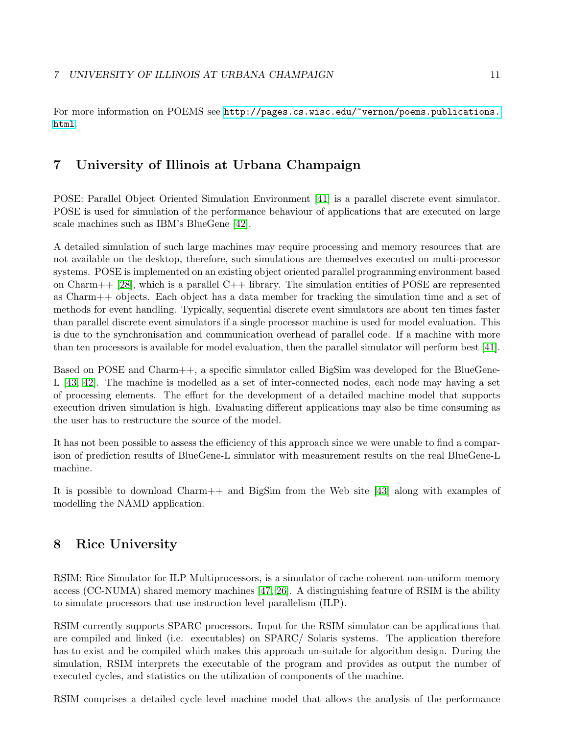For more information on POEMS see http://pages.cs.wisc.edu/~vernon/poems.publications.html.

## 7 University of Illinois at Urbana Champaign

POSE: Parallel Object Oriented Simulation Environment [41] is a parallel discrete event simulator. POSE is used for simulation of the performance behaviour of applications that are executed on large scale machines such as IBM's BlueGene [42].

A detailed simulation of such large machines may require processing and memory resources that are not available on the desktop, therefore, such simulations are themselves executed on multi-processor systems. POSE is implemented on an existing object oriented parallel programming environment based on Charm++ [28], which is a parallel C++ library. The simulation entities of POSE are represented as Charm++ objects. Each object has a data member for tracking the simulation time and a set of methods for event handling. Typically, sequential discrete event simulators are about ten times faster than parallel discrete event simulators if a single processor machine is used for model evaluation. This is due to the synchronisation and communication overhead of parallel code. If a machine with more than ten processors is available for model evaluation, then the parallel simulator will perform best [41].

Based on POSE and Charm++, a specific simulator called BigSim was developed for the BlueGene-L [43, 42]. The machine is modelled as a set of inter-connected nodes, each node may having a set of processing elements. The effort for the development of a detailed machine model that supports execution driven simulation is high. Evaluating different applications may also be time consuming as the user has to restructure the source of the model.

It has not been possible to assess the efficiency of this approach since we were unable to find a comparison of prediction results of BlueGene-L simulator with measurement results on the real BlueGene-L machine.

It is possible to download Charm++ and BigSim from the Web site [43] along with examples of modelling the NAMD application.

## 8 Rice University

RSIM: Rice Simulator for ILP Multiprocessors, is a simulator of cache coherent non-uniform memory access (CC-NUMA) shared memory machines [47, 26]. A distinguishing feature of RSIM is the ability to simulate processors that use instruction level parallelism (ILP).

RSIM currently supports SPARC processors. Input for the RSIM simulator can be applications that are compiled and linked (i.e. executables) on SPARC/ Solaris systems. The application therefore has to exist and be compiled which makes this approach un-suitale for algorithm design. During the simulation, RSIM interprets the executable of the program and provides as output the number of executed cycles, and statistics on the utilization of components of the machine.

RSIM comprises a detailed cycle level machine model that allows the analysis of the performance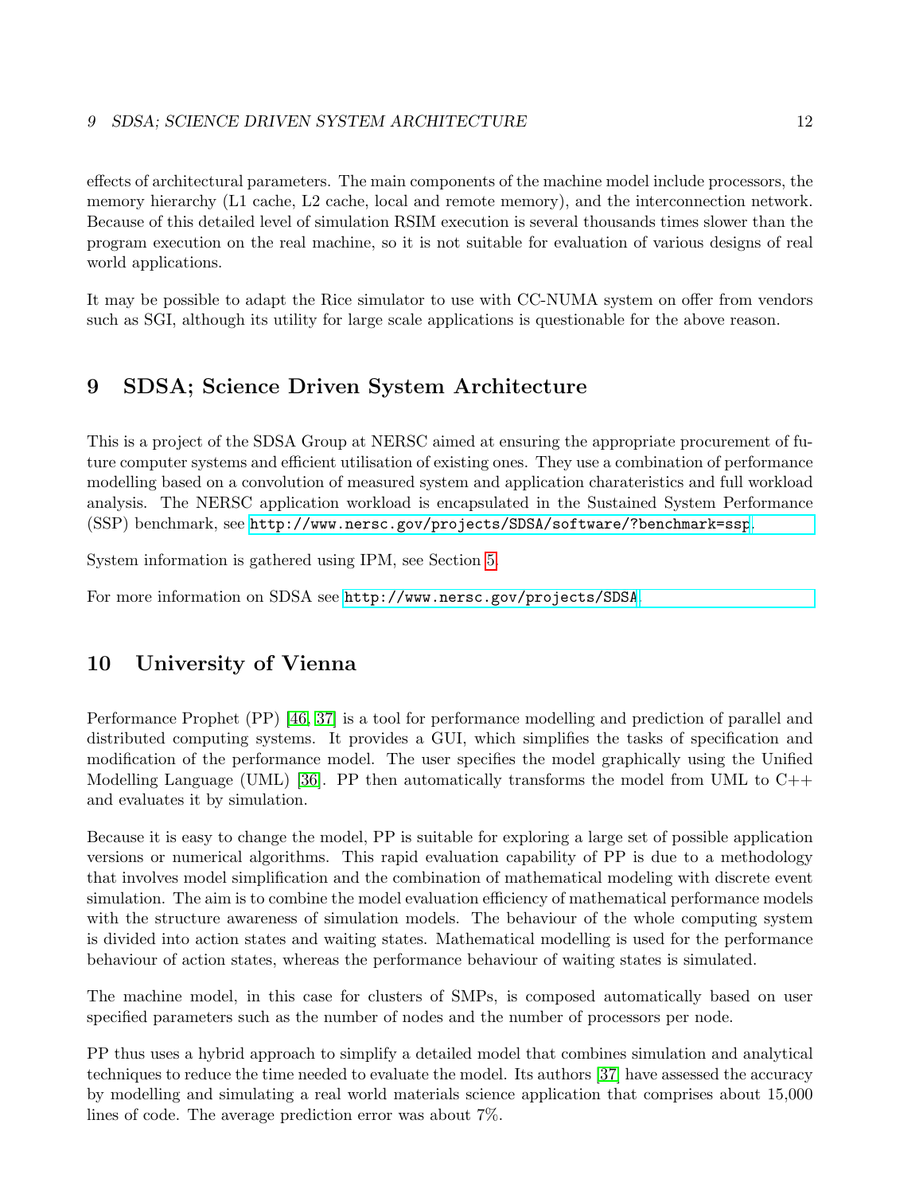effects of architectural parameters. The main components of the machine model include processors, the memory hierarchy (L1 cache, L2 cache, local and remote memory), and the interconnection network. Because of this detailed level of simulation RSIM execution is several thousands times slower than the program execution on the real machine, so it is not suitable for evaluation of various designs of real world applications.

It may be possible to adapt the Rice simulator to use with CC-NUMA system on offer from vendors such as SGI, although its utility for large scale applications is questionable for the above reason.

# 9 SDSA; Science Driven System Architecture

This is a project of the SDSA Group at NERSC aimed at ensuring the appropriate procurement of future computer systems and efficient utilisation of existing ones. They use a combination of performance modelling based on a convolution of measured system and application charateristics and full workload analysis. The NERSC application workload is encapsulated in the Sustained System Performance (SSP) benchmark, see http://www.nersc.gov/projects/SDSA/software/?benchmark=ssp.

System information is gathered using IPM, see Section 5.

For more information on SDSA see http://www.nersc.gov/projects/SDSA.

# 10 University of Vienna

Performance Prophet (PP) [46, 37] is a tool for performance modelling and prediction of parallel and distributed computing systems. It provides a GUI, which simplifies the tasks of specification and modification of the performance model. The user specifies the model graphically using the Unified Modelling Language (UML) [36]. PP then automatically transforms the model from UML to C++ and evaluates it by simulation.

Because it is easy to change the model, PP is suitable for exploring a large set of possible application versions or numerical algorithms. This rapid evaluation capability of PP is due to a methodology that involves model simplification and the combination of mathematical modeling with discrete event simulation. The aim is to combine the model evaluation efficiency of mathematical performance models with the structure awareness of simulation models. The behaviour of the whole computing system is divided into action states and waiting states. Mathematical modelling is used for the performance behaviour of action states, whereas the performance behaviour of waiting states is simulated.

The machine model, in this case for clusters of SMPs, is composed automatically based on user specified parameters such as the number of nodes and the number of processors per node.

PP thus uses a hybrid approach to simplify a detailed model that combines simulation and analytical techniques to reduce the time needed to evaluate the model. Its authors [37] have assessed the accuracy by modelling and simulating a real world materials science application that comprises about 15,000 lines of code. The average prediction error was about 7%.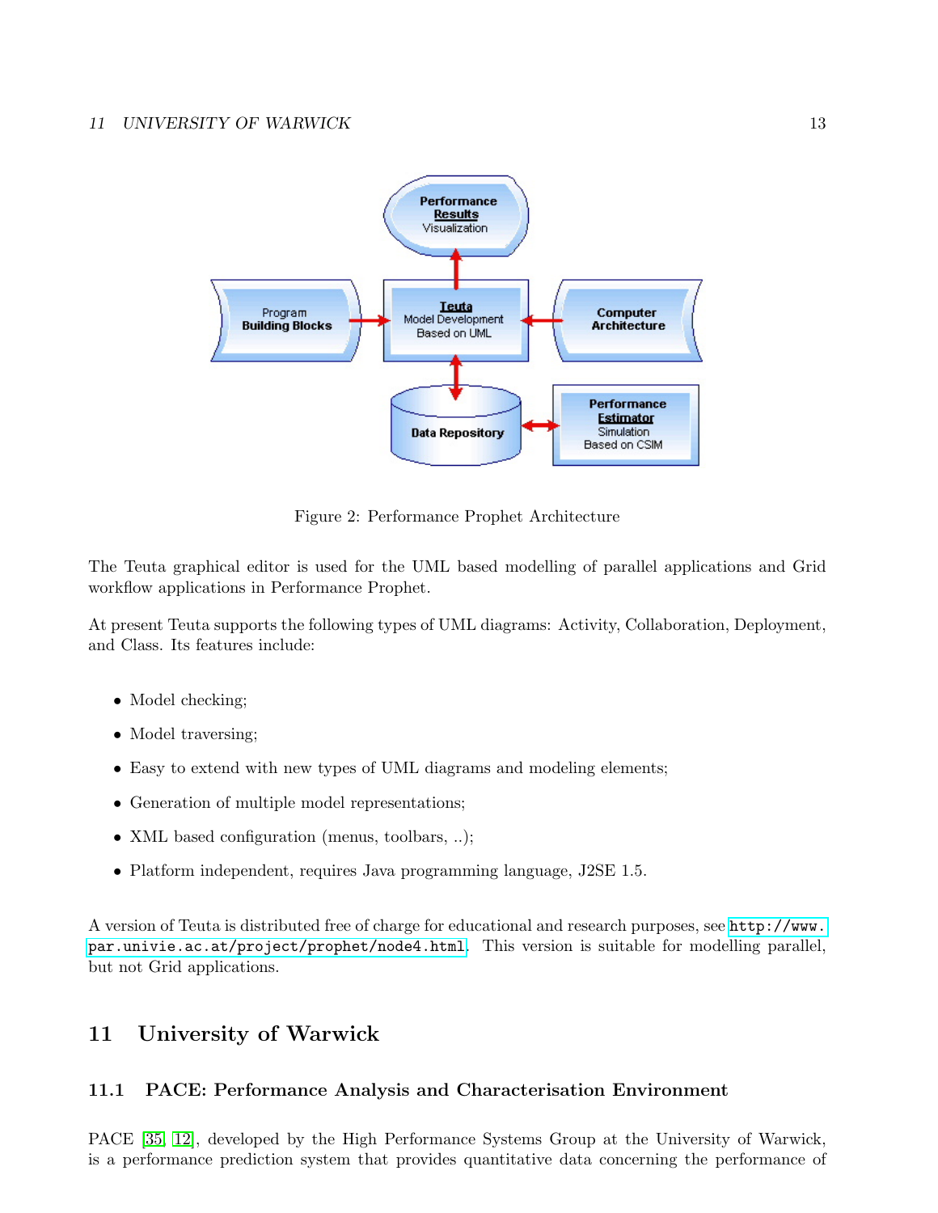Figure 2: Performance Prophet Architecture

The Teuta graphical editor is used for the UML based modelling of parallel applications and Grid workflow applications in Performance Prophet.

At present Teuta supports the following types of UML diagrams: Activity, Collaboration, Deployment, and Class. Its features include:

- Model checking;
- Model traversing;
- Easy to extend with new types of UML diagrams and modeling elements;
- Generation of multiple model representations;
- XML based configuration (menus, toolbars, ..);
- Platform independent, requires Java programming language, J2SE 1.5.

A version of Teuta is distributed free of charge for educational and research purposes, see `http://www.par.univie.ac.at/project/prophet/node4.html`. This version is suitable for modelling parallel, but not Grid applications.

## 11 University of Warwick

### 11.1 PACE: Performance Analysis and Characterisation Environment

PACE [35, 12], developed by the High Performance Systems Group at the University of Warwick, is a performance prediction system that provides quantitative data concerning the performance of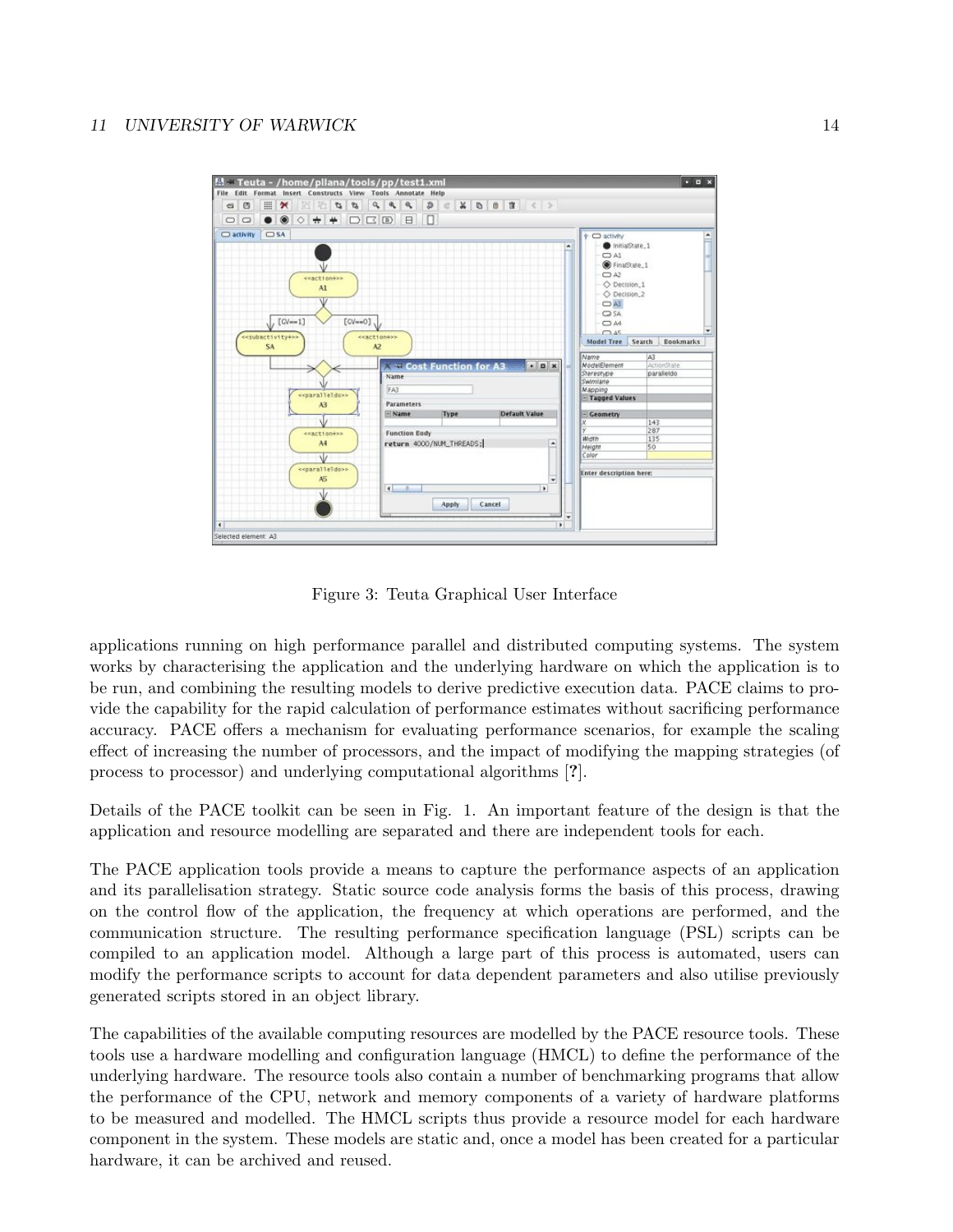Figure 3: Teuta Graphical User Interface

applications running on high performance parallel and distributed computing systems. The system works by characterising the application and the underlying hardware on which the application is to be run, and combining the resulting models to derive predictive execution data. PACE claims to provide the capability for the rapid calculation of performance estimates without sacrificing performance accuracy. PACE offers a mechanism for evaluating performance scenarios, for example the scaling effect of increasing the number of processors, and the impact of modifying the mapping strategies (of process to processor) and underlying computational algorithms [**?**].

Details of the PACE toolkit can be seen in Fig. 1. An important feature of the design is that the application and resource modelling are separated and there are independent tools for each.

The PACE application tools provide a means to capture the performance aspects of an application and its parallelisation strategy. Static source code analysis forms the basis of this process, drawing on the control flow of the application, the frequency at which operations are performed, and the communication structure. The resulting performance specification language (PSL) scripts can be compiled to an application model. Although a large part of this process is automated, users can modify the performance scripts to account for data dependent parameters and also utilise previously generated scripts stored in an object library.

The capabilities of the available computing resources are modelled by the PACE resource tools. These tools use a hardware modelling and configuration language (HMCL) to define the performance of the underlying hardware. The resource tools also contain a number of benchmarking programs that allow the performance of the CPU, network and memory components of a variety of hardware platforms to be measured and modelled. The HMCL scripts thus provide a resource model for each hardware component in the system. These models are static and, once a model has been created for a particular hardware, it can be archived and reused.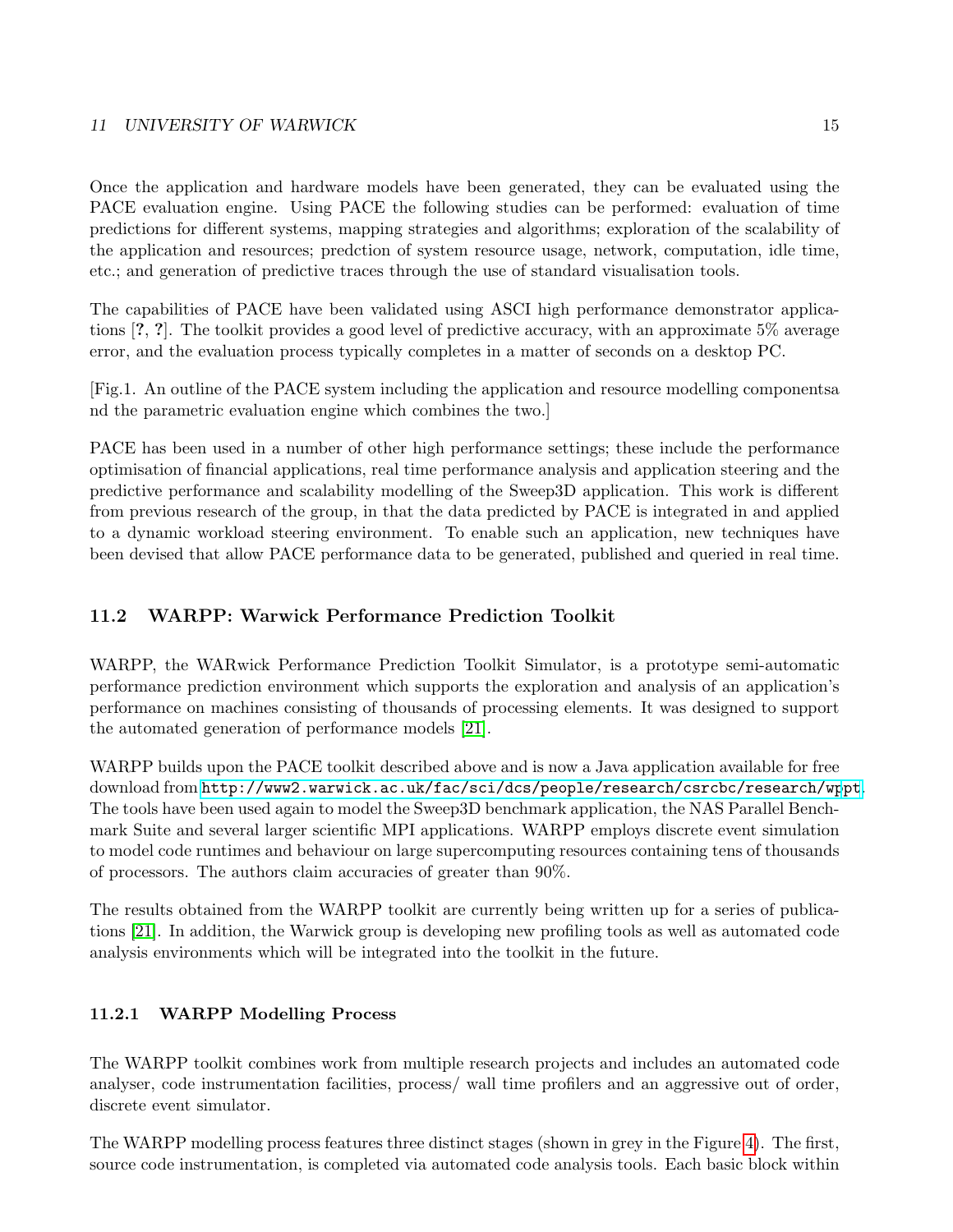Once the application and hardware models have been generated, they can be evaluated using the PACE evaluation engine. Using PACE the following studies can be performed: evaluation of time predictions for different systems, mapping strategies and algorithms; exploration of the scalability of the application and resources; predction of system resource usage, network, computation, idle time, etc.; and generation of predictive traces through the use of standard visualisation tools.

The capabilities of PACE have been validated using ASCI high performance demonstrator applications [?, ?]. The toolkit provides a good level of predictive accuracy, with an approximate 5% average error, and the evaluation process typically completes in a matter of seconds on a desktop PC.

[Fig.1. An outline of the PACE system including the application and resource modelling componentsa nd the parametric evaluation engine which combines the two.]

PACE has been used in a number of other high performance settings; these include the performance optimisation of financial applications, real time performance analysis and application steering and the predictive performance and scalability modelling of the Sweep3D application. This work is different from previous research of the group, in that the data predicted by PACE is integrated in and applied to a dynamic workload steering environment. To enable such an application, new techniques have been devised that allow PACE performance data to be generated, published and queried in real time.

### 11.2 WARPP: Warwick Performance Prediction Toolkit

WARPP, the WARwick Performance Prediction Toolkit Simulator, is a prototype semi-automatic performance prediction environment which supports the exploration and analysis of an application's performance on machines consisting of thousands of processing elements. It was designed to support the automated generation of performance models [21].

WARPP builds upon the PACE toolkit described above and is now a Java application available for free download from http://www2.warwick.ac.uk/fac/sci/dcs/people/research/csrcbc/research/wppt. The tools have been used again to model the Sweep3D benchmark application, the NAS Parallel Benchmark Suite and several larger scientific MPI applications. WARPP employs discrete event simulation to model code runtimes and behaviour on large supercomputing resources containing tens of thousands of processors. The authors claim accuracies of greater than 90%.

The results obtained from the WARPP toolkit are currently being written up for a series of publications [21]. In addition, the Warwick group is developing new profiling tools as well as automated code analysis environments which will be integrated into the toolkit in the future.

#### 11.2.1 WARPP Modelling Process

The WARPP toolkit combines work from multiple research projects and includes an automated code analyser, code instrumentation facilities, process/ wall time profilers and an aggressive out of order, discrete event simulator.

The WARPP modelling process features three distinct stages (shown in grey in the Figure 4). The first, source code instrumentation, is completed via automated code analysis tools. Each basic block within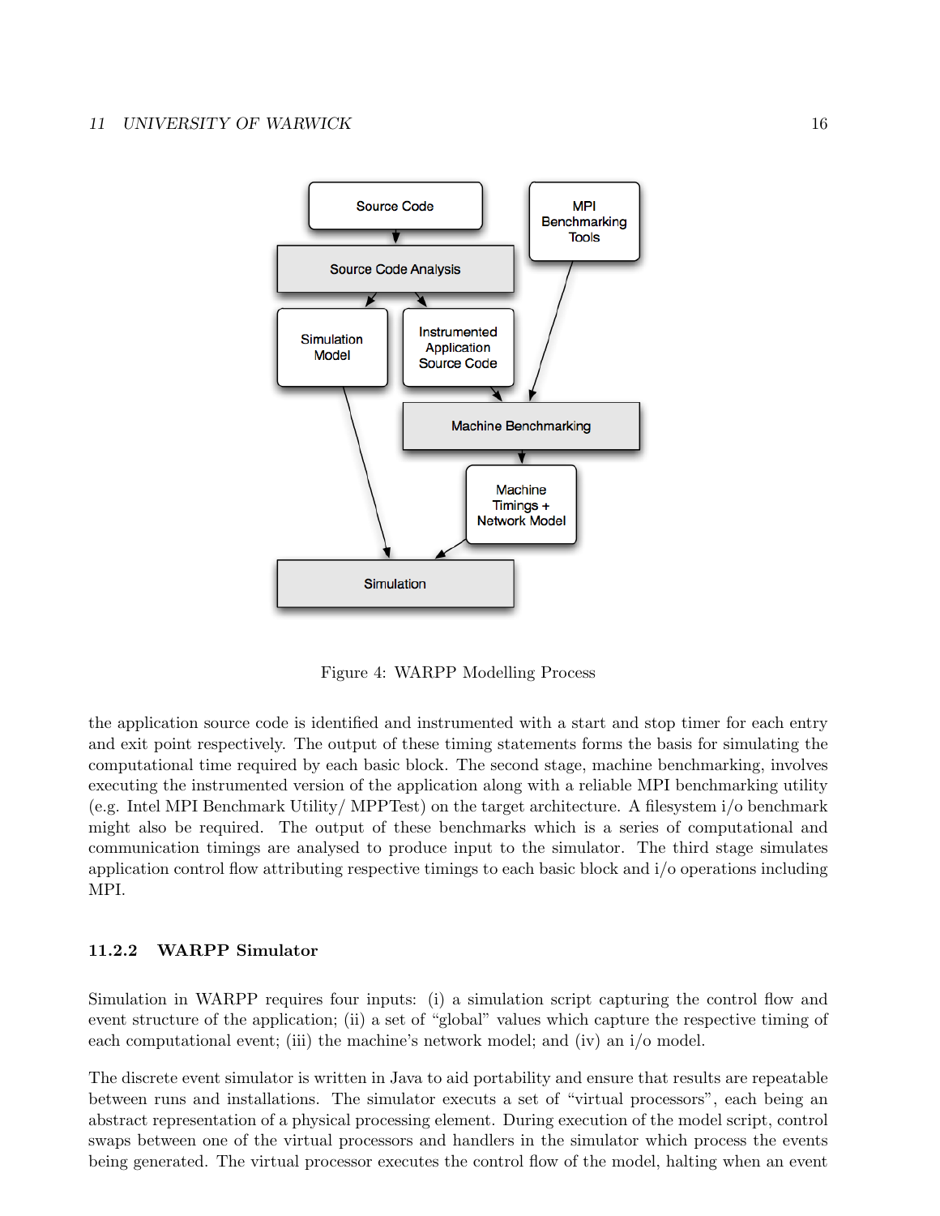Figure 4: WARPP Modelling Process

the application source code is identified and instrumented with a start and stop timer for each entry and exit point respectively. The output of these timing statements forms the basis for simulating the computational time required by each basic block. The second stage, machine benchmarking, involves executing the instrumented version of the application along with a reliable MPI benchmarking utility (e.g. Intel MPI Benchmark Utility/ MPPTest) on the target architecture. A filesystem i/o benchmark might also be required. The output of these benchmarks which is a series of computational and communication timings are analysed to produce input to the simulator. The third stage simulates application control flow attributing respective timings to each basic block and i/o operations including MPI.

### 11.2.2 WARPP Simulator

Simulation in WARPP requires four inputs: (i) a simulation script capturing the control flow and event structure of the application; (ii) a set of "global" values which capture the respective timing of each computational event; (iii) the machine's network model; and (iv) an i/o model.

The discrete event simulator is written in Java to aid portability and ensure that results are repeatable between runs and installations. The simulator executes a set of "virtual processors", each being an abstract representation of a physical processing element. During execution of the model script, control swaps between one of the virtual processors and handlers in the simulator which process the events being generated. The virtual processor executes the control flow of the model, halting when an event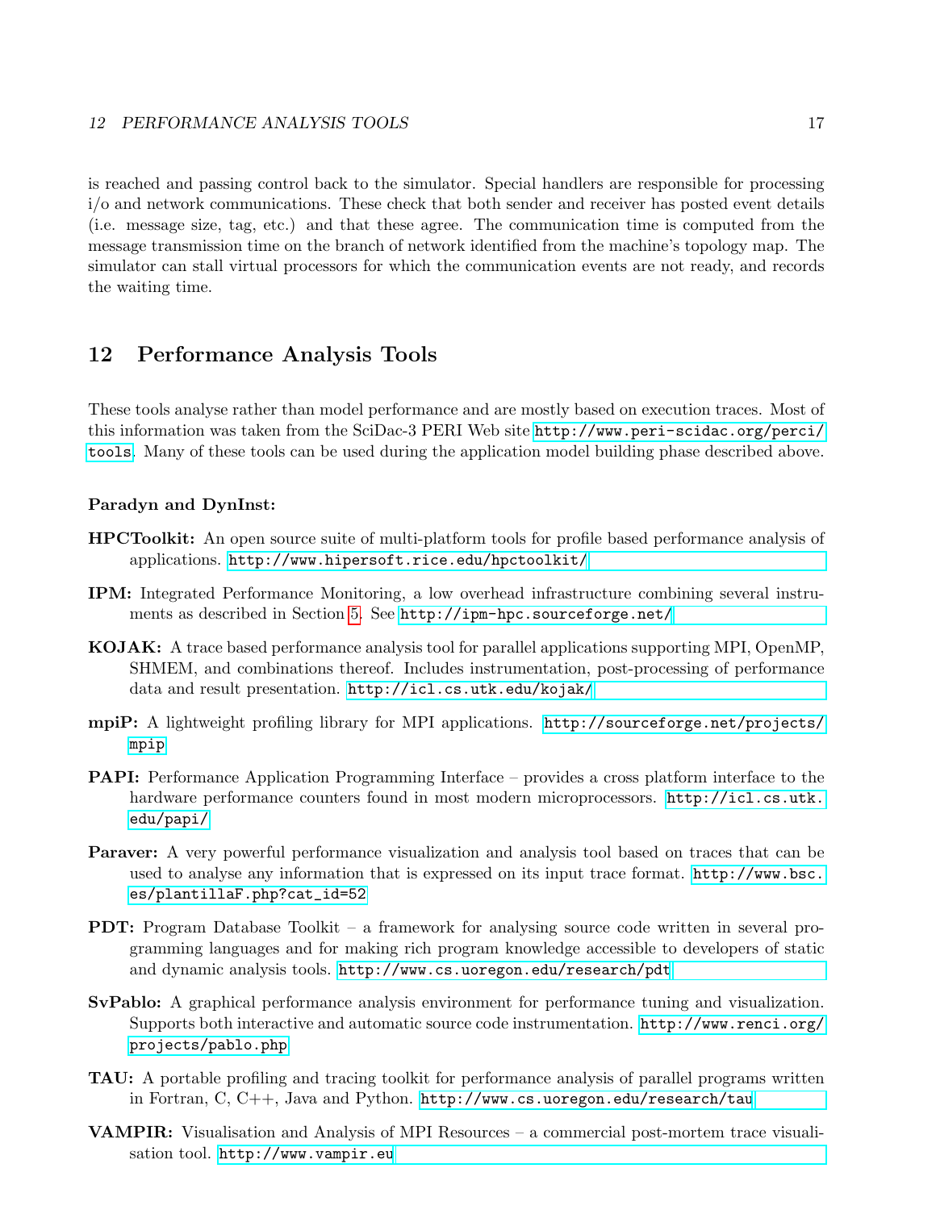is reached and passing control back to the simulator. Special handlers are responsible for processing i/o and network communications. These check that both sender and receiver has posted event details (i.e. message size, tag, etc.) and that these agree. The communication time is computed from the message transmission time on the branch of network identified from the machine's topology map. The simulator can stall virtual processors for which the communication events are not ready, and records the waiting time.

## 12 Performance Analysis Tools

These tools analyse rather than model performance and are mostly based on execution traces. Most of this information was taken from the SciDac-3 PERI Web site http://www.peri-scidac.org/perci/tools. Many of these tools can be used during the application model building phase described above.

**Paradyn and DynInst:**

**HPCToolkit:** An open source suite of multi-platform tools for profile based performance analysis of applications. http://www.hipersoft.rice.edu/hpctoolkit/

**IPM:** Integrated Performance Monitoring, a low overhead infrastructure combining several instruments as described in Section 5. See http://ipm-hpc.sourceforge.net/

**KOJAK:** A trace based performance analysis tool for parallel applications supporting MPI, OpenMP, SHMEM, and combinations thereof. Includes instrumentation, post-processing of performance data and result presentation. http://icl.cs.utk.edu/kojak/

**mpiP:** A lightweight profiling library for MPI applications. http://sourceforge.net/projects/mpip

**PAPI:** Performance Application Programming Interface – provides a cross platform interface to the hardware performance counters found in most modern microprocessors. http://icl.cs.utk.edu/papi/

**Paraver:** A very powerful performance visualization and analysis tool based on traces that can be used to analyse any information that is expressed on its input trace format. http://www.bsc.es/plantillaF.php?cat_id=52

**PDT:** Program Database Toolkit – a framework for analysing source code written in several programming languages and for making rich program knowledge accessible to developers of static and dynamic analysis tools. http://www.cs.uoregon.edu/research/pdt

**SvPablo:** A graphical performance analysis environment for performance tuning and visualization. Supports both interactive and automatic source code instrumentation. http://www.renci.org/projects/pablo.php

**TAU:** A portable profiling and tracing toolkit for performance analysis of parallel programs written in Fortran, C, C++, Java and Python. http://www.cs.uoregon.edu/research/tau

**VAMPIR:** Visualisation and Analysis of MPI Resources – a commercial post-mortem trace visualisation tool. http://www.vampir.eu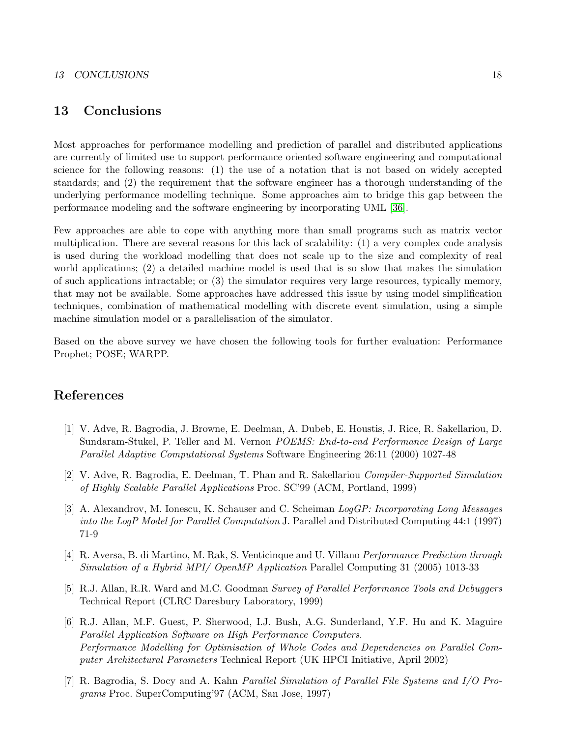## 13 Conclusions

Most approaches for performance modelling and prediction of parallel and distributed applications are currently of limited use to support performance oriented software engineering and computational science for the following reasons: (1) the use of a notation that is not based on widely accepted standards; and (2) the requirement that the software engineer has a thorough understanding of the underlying performance modelling technique. Some approaches aim to bridge this gap between the performance modeling and the software engineering by incorporating UML [36].

Few approaches are able to cope with anything more than small programs such as matrix vector multiplication. There are several reasons for this lack of scalability: (1) a very complex code analysis is used during the workload modelling that does not scale up to the size and complexity of real world applications; (2) a detailed machine model is used that is so slow that makes the simulation of such applications intractable; or (3) the simulator requires very large resources, typically memory, that may not be available. Some approaches have addressed this issue by using model simplification techniques, combination of mathematical modelling with discrete event simulation, using a simple machine simulation model or a parallelisation of the simulator.

Based on the above survey we have chosen the following tools for further evaluation: Performance Prophet; POSE; WARPP.

## References

[1] V. Adve, R. Bagrodia, J. Browne, E. Deelman, A. Dubeb, E. Houstis, J. Rice, R. Sakellariou, D. Sundaram-Stukel, P. Teller and M. Vernon *POEMS: End-to-end Performance Design of Large Parallel Adaptive Computational Systems* Software Engineering 26:11 (2000) 1027-48

[2] V. Adve, R. Bagrodia, E. Deelman, T. Phan and R. Sakellariou *Compiler-Supported Simulation of Highly Scalable Parallel Applications* Proc. SC'99 (ACM, Portland, 1999)

[3] A. Alexandrov, M. Ionescu, K. Schauser and C. Scheiman *LogGP: Incorporating Long Messages into the LogP Model for Parallel Computation* J. Parallel and Distributed Computing 44:1 (1997) 71-9

[4] R. Aversa, B. di Martino, M. Rak, S. Venticinque and U. Villano *Performance Prediction through Simulation of a Hybrid MPI/ OpenMP Application* Parallel Computing 31 (2005) 1013-33

[5] R.J. Allan, R.R. Ward and M.C. Goodman *Survey of Parallel Performance Tools and Debuggers* Technical Report (CLRC Daresbury Laboratory, 1999)

[6] R.J. Allan, M.F. Guest, P. Sherwood, I.J. Bush, A.G. Sunderland, Y.F. Hu and K. Maguire *Parallel Application Software on High Performance Computers. Performance Modelling for Optimisation of Whole Codes and Dependencies on Parallel Computer Architectural Parameters* Technical Report (UK HPCI Initiative, April 2002)

[7] R. Bagrodia, S. Docy and A. Kahn *Parallel Simulation of Parallel File Systems and I/O Programs* Proc. SuperComputing'97 (ACM, San Jose, 1997)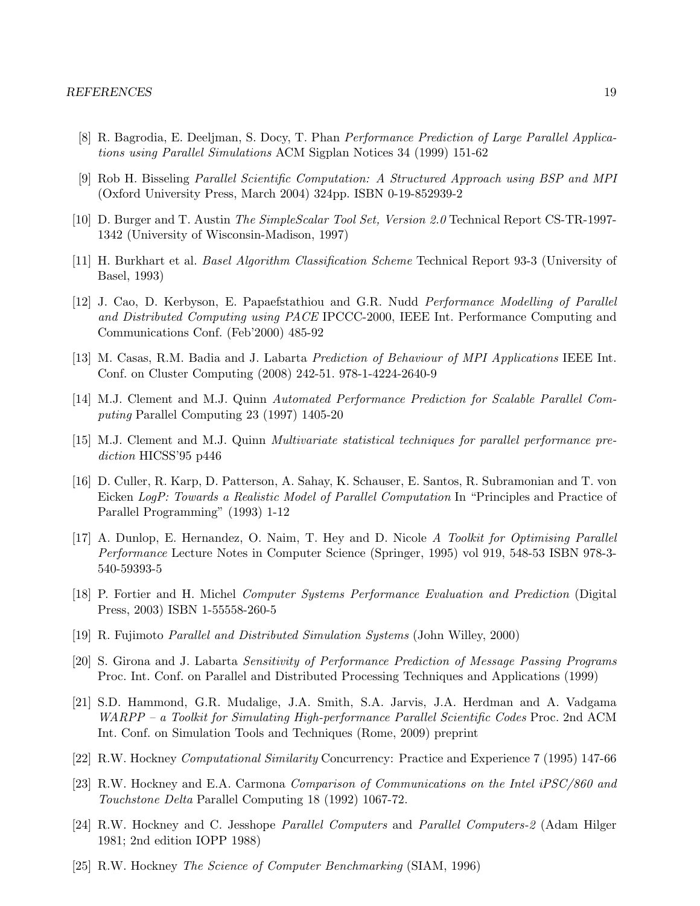[8] R. Bagrodia, E. Deeljman, S. Docy, T. Phan *Performance Prediction of Large Parallel Applications using Parallel Simulations* ACM Sigplan Notices 34 (1999) 151-62

[9] Rob H. Bisseling *Parallel Scientific Computation: A Structured Approach using BSP and MPI* (Oxford University Press, March 2004) 324pp. ISBN 0-19-852939-2

[10] D. Burger and T. Austin *The SimpleScalar Tool Set, Version 2.0* Technical Report CS-TR-1997-1342 (University of Wisconsin-Madison, 1997)

[11] H. Burkhart et al. *Basel Algorithm Classification Scheme* Technical Report 93-3 (University of Basel, 1993)

[12] J. Cao, D. Kerbyson, E. Papaefstathiou and G.R. Nudd *Performance Modelling of Parallel and Distributed Computing using PACE* IPCCC-2000, IEEE Int. Performance Computing and Communications Conf. (Feb'2000) 485-92

[13] M. Casas, R.M. Badia and J. Labarta *Prediction of Behaviour of MPI Applications* IEEE Int. Conf. on Cluster Computing (2008) 242-51. 978-1-4224-2640-9

[14] M.J. Clement and M.J. Quinn *Automated Performance Prediction for Scalable Parallel Computing* Parallel Computing 23 (1997) 1405-20

[15] M.J. Clement and M.J. Quinn *Multivariate statistical techniques for parallel performance prediction* HICSS'95 p446

[16] D. Culler, R. Karp, D. Patterson, A. Sahay, K. Schauser, E. Santos, R. Subramonian and T. von Eicken *LogP: Towards a Realistic Model of Parallel Computation* In "Principles and Practice of Parallel Programming" (1993) 1-12

[17] A. Dunlop, E. Hernandez, O. Naim, T. Hey and D. Nicole *A Toolkit for Optimising Parallel Performance* Lecture Notes in Computer Science (Springer, 1995) vol 919, 548-53 ISBN 978-3-540-59393-5

[18] P. Fortier and H. Michel *Computer Systems Performance Evaluation and Prediction* (Digital Press, 2003) ISBN 1-55558-260-5

[19] R. Fujimoto *Parallel and Distributed Simulation Systems* (John Willey, 2000)

[20] S. Girona and J. Labarta *Sensitivity of Performance Prediction of Message Passing Programs* Proc. Int. Conf. on Parallel and Distributed Processing Techniques and Applications (1999)

[21] S.D. Hammond, G.R. Mudalige, J.A. Smith, S.A. Jarvis, J.A. Herdman and A. Vadgama *WARPP – a Toolkit for Simulating High-performance Parallel Scientific Codes* Proc. 2nd ACM Int. Conf. on Simulation Tools and Techniques (Rome, 2009) preprint

[22] R.W. Hockney *Computational Similarity* Concurrency: Practice and Experience 7 (1995) 147-66

[23] R.W. Hockney and E.A. Carmona *Comparison of Communications on the Intel iPSC/860 and Touchstone Delta* Parallel Computing 18 (1992) 1067-72.

[24] R.W. Hockney and C. Jesshope *Parallel Computers* and *Parallel Computers-2* (Adam Hilger 1981; 2nd edition IOPP 1988)

[25] R.W. Hockney *The Science of Computer Benchmarking* (SIAM, 1996)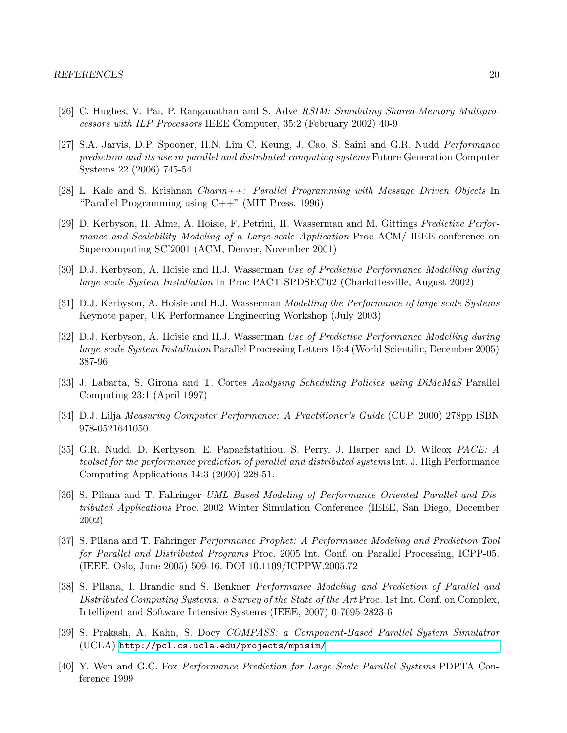[26] C. Hughes, V. Pai, P. Ranganathan and S. Adve *RSIM: Simulating Shared-Memory Multiprocessors with ILP Processors* IEEE Computer, 35:2 (February 2002) 40-9

[27] S.A. Jarvis, D.P. Spooner, H.N. Lim C. Keung, J. Cao, S. Saini and G.R. Nudd *Performance prediction and its use in parallel and distributed computing systems* Future Generation Computer Systems 22 (2006) 745-54

[28] L. Kale and S. Krishnan *Charm++: Parallel Programming with Message Driven Objects* In "Parallel Programming using C++" (MIT Press, 1996)

[29] D. Kerbyson, H. Alme, A. Hoisie, F. Petrini, H. Wasserman and M. Gittings *Predictive Performance and Scalability Modeling of a Large-scale Application* Proc ACM/ IEEE conference on Supercomputing SC'2001 (ACM, Denver, November 2001)

[30] D.J. Kerbyson, A. Hoisie and H.J. Wasserman *Use of Predictive Performance Modelling during large-scale System Installation* In Proc PACT-SPDSEC'02 (Charlottesville, August 2002)

[31] D.J. Kerbyson, A. Hoisie and H.J. Wasserman *Modelling the Performance of large scale Systems* Keynote paper, UK Performance Engineering Workshop (July 2003)

[32] D.J. Kerbyson, A. Hoisie and H.J. Wasserman *Use of Predictive Performance Modelling during large-scale System Installation* Parallel Processing Letters 15:4 (World Scientific, December 2005) 387-96

[33] J. Labarta, S. Girona and T. Cortes *Analysing Scheduling Policies using DiMeMaS* Parallel Computing 23:1 (April 1997)

[34] D.J. Lilja *Measuring Computer Performence: A Practitioner's Guide* (CUP, 2000) 278pp ISBN 978-0521641050

[35] G.R. Nudd, D. Kerbyson, E. Papaefstathiou, S. Perry, J. Harper and D. Wilcox *PACE: A toolset for the performance prediction of parallel and distributed systems* Int. J. High Performance Computing Applications 14:3 (2000) 228-51.

[36] S. Pllana and T. Fahringer *UML Based Modeling of Performance Oriented Parallel and Distributed Applications* Proc. 2002 Winter Simulation Conference (IEEE, San Diego, December 2002)

[37] S. Pllana and T. Fahringer *Performance Prophet: A Performance Modeling and Prediction Tool for Parallel and Distributed Programs* Proc. 2005 Int. Conf. on Parallel Processing, ICPP-05. (IEEE, Oslo, June 2005) 509-16. DOI 10.1109/ICPPW.2005.72

[38] S. Pllana, I. Brandic and S. Benkner *Performance Modeling and Prediction of Parallel and Distributed Computing Systems: a Survey of the State of the Art* Proc. 1st Int. Conf. on Complex, Intelligent and Software Intensive Systems (IEEE, 2007) 0-7695-2823-6

[39] S. Prakash, A. Kahn, S. Docy *COMPASS: a Component-Based Parallel System Simulatror* (UCLA) `http://pcl.cs.ucla.edu/projects/mpisim/`

[40] Y. Wen and G.C. Fox *Performance Prediction for Large Scale Parallel Systems* PDPTA Conference 1999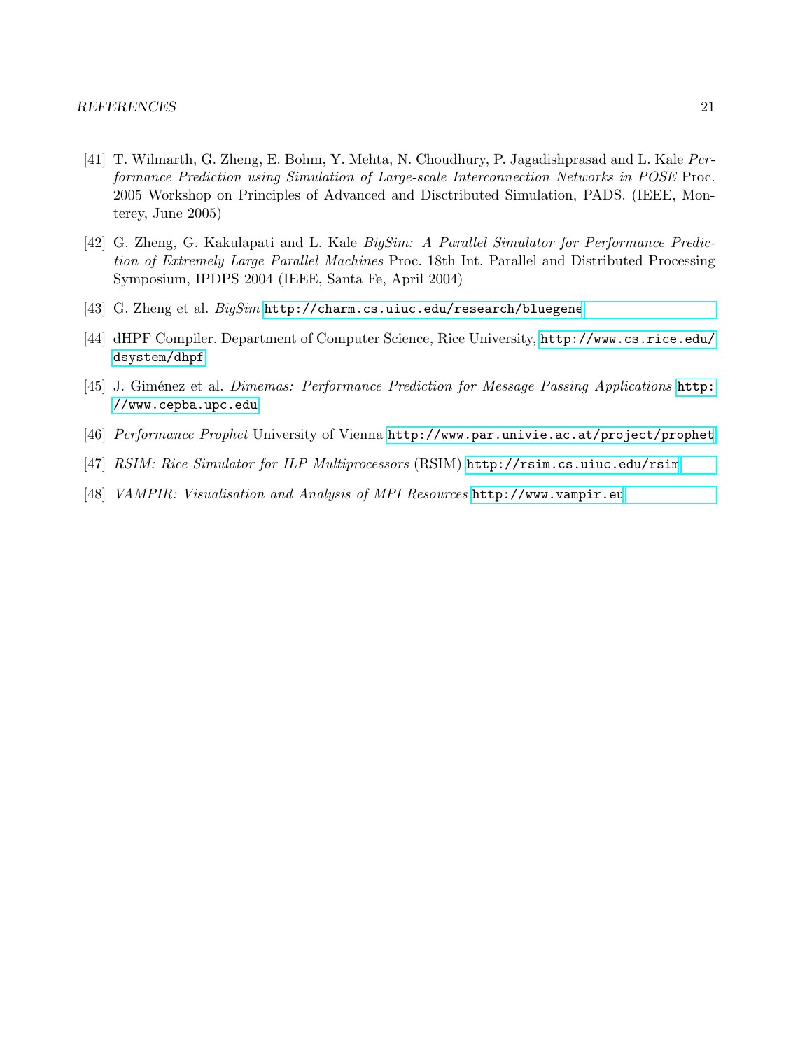[41] T. Wilmarth, G. Zheng, E. Bohm, Y. Mehta, N. Choudhury, P. Jagadishprasad and L. Kale *Performance Prediction using Simulation of Large-scale Interconnection Networks in POSE* Proc. 2005 Workshop on Principles of Advanced and Disctributed Simulation, PADS. (IEEE, Monterey, June 2005)

[42] G. Zheng, G. Kakulapati and L. Kale *BigSim: A Parallel Simulator for Performance Prediction of Extremely Large Parallel Machines* Proc. 18th Int. Parallel and Distributed Processing Symposium, IPDPS 2004 (IEEE, Santa Fe, April 2004)

[43] G. Zheng et al. *BigSim* http://charm.cs.uiuc.edu/research/bluegene

[44] dHPF Compiler. Department of Computer Science, Rice University, http://www.cs.rice.edu/dsystem/dhpf

[45] J. Giménez et al. *Dimemas: Performance Prediction for Message Passing Applications* http://www.cepba.upc.edu

[46] *Performance Prophet* University of Vienna http://www.par.univie.ac.at/project/prophet

[47] *RSIM: Rice Simulator for ILP Multiprocessors* (RSIM) http://rsim.cs.uiuc.edu/rsim

[48] *VAMPIR: Visualisation and Analysis of MPI Resources* http://www.vampir.eu